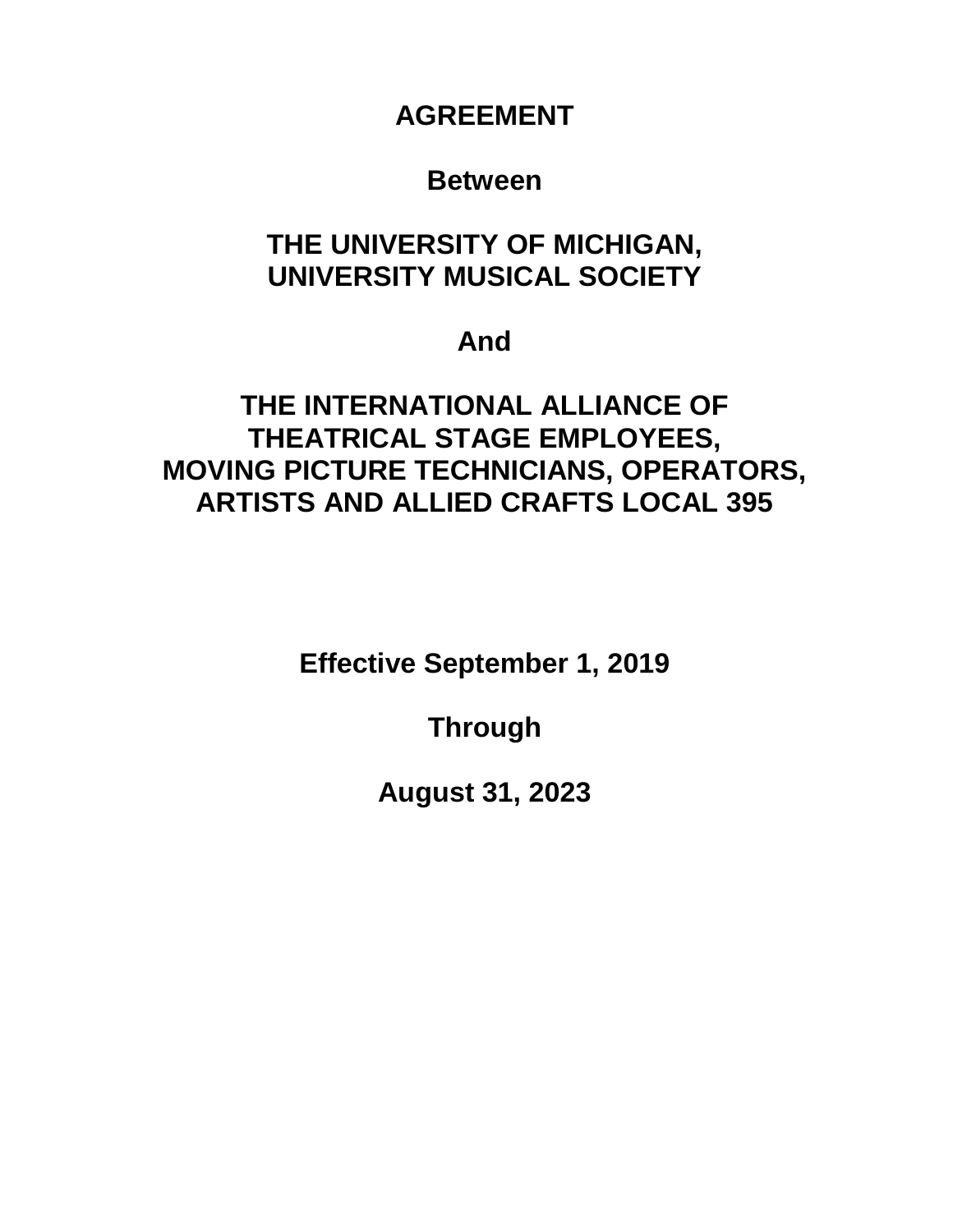# AGREEMENT

**Between**

**THE UNIVERSITY OF MICHIGAN,**
**UNIVERSITY MUSICAL SOCIETY**

**And**

**THE INTERNATIONAL ALLIANCE OF**
**THEATRICAL STAGE EMPLOYEES,**
**MOVING PICTURE TECHNICIANS, OPERATORS,**
**ARTISTS AND ALLIED CRAFTS LOCAL 395**

**Effective September 1, 2019**

**Through**

**August 31, 2023**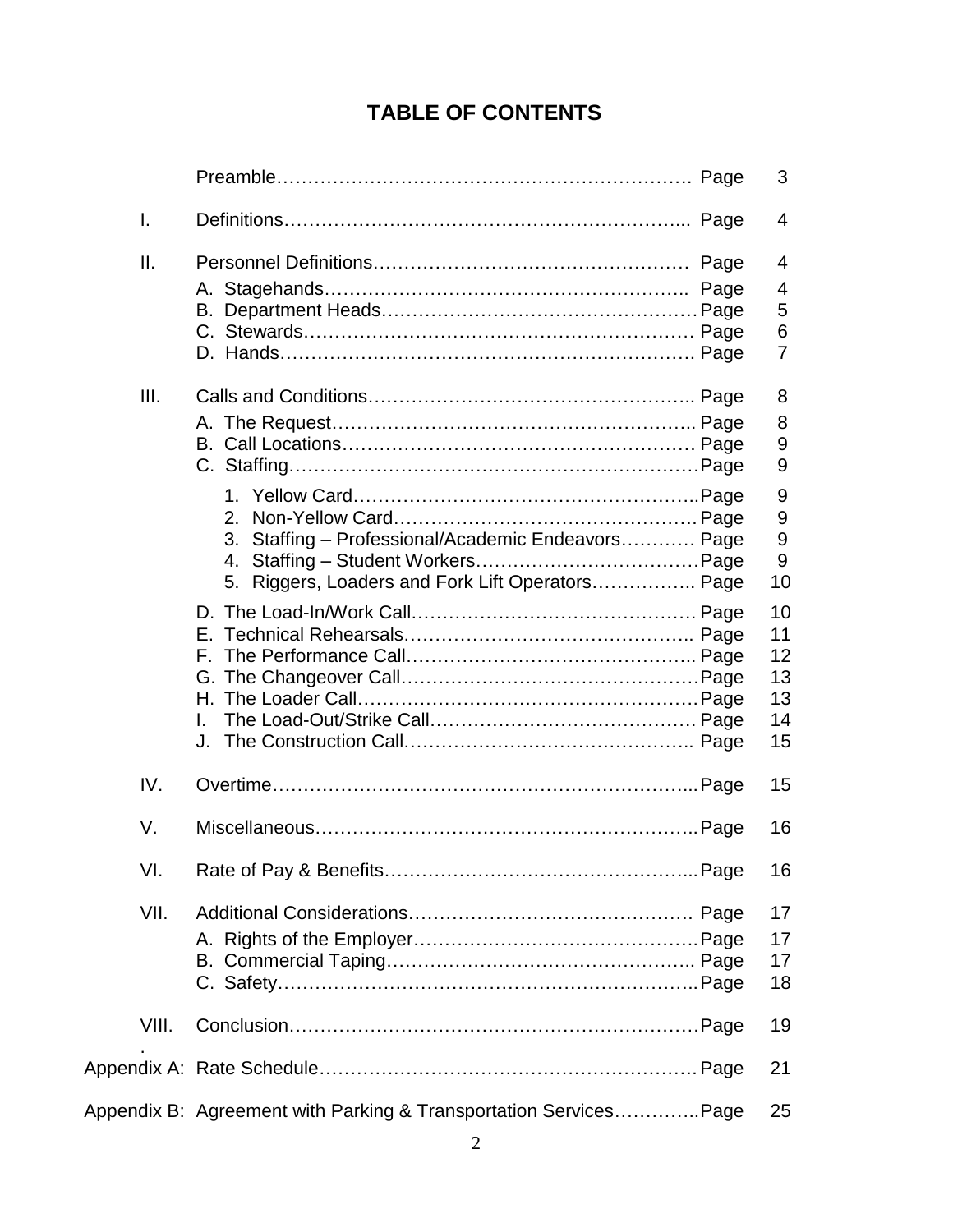# TABLE OF CONTENTS

| | | |
|---|---|---|
| | Preamble………………………………………………………… Page | 3 |
| I. | Definitions………………………………………………………... Page | 4 |
| II. | Personnel Definitions…………………………………………… Page | 4 |
| | A. Stagehands………………………………………………….. Page | 4 |
| | B. Department Heads……………………………………………Page | 5 |
| | C. Stewards……………………………………………………… Page | 6 |
| | D. Hands………………………………………………………… Page | 7 |
| III. | Calls and Conditions…………………………………………….. Page | 8 |
| | A. The Request………………………………………………….. Page | 8 |
| | B. Call Locations………………………………………………… Page | 9 |
| | C. Staffing…………………………………………………………Page | 9 |
| | 1. Yellow Card………………………………………………..Page | 9 |
| | 2. Non-Yellow Card………………………………………… Page | 9 |
| | 3. Staffing – Professional/Academic Endeavors………… Page | 9 |
| | 4. Staffing – Student Workers………………………………Page | 9 |
| | 5. Riggers, Loaders and Fork Lift Operators…………….. Page | 10 |
| | D. The Load-In/Work Call………………………………………. Page | 10 |
| | E. Technical Rehearsals………………………………………. Page | 11 |
| | F. The Performance Call……………………………………….. Page | 12 |
| | G. The Changeover Call…………………………………………Page | 13 |
| | H. The Loader Call……………………………………………….Page | 13 |
| | I. The Load-Out/Strike Call…………………………………… Page | 14 |
| | J. The Construction Call……………………………………….. Page | 15 |
| IV. | Overtime…………………………………………………………...Page | 15 |
| V. | Miscellaneous……………………………………………………..Page | 16 |
| VI. | Rate of Pay & Benefits…………………………………………...Page | 16 |
| VII. | Additional Considerations………………………………………. Page | 17 |
| | A. Rights of the Employer……………………………………….Page | 17 |
| | B. Commercial Taping………………………………………….. Page | 17 |
| | C. Safety…………………………………………………………..Page | 18 |
| VIII. | Conclusion…………………………………………………………Page | 19 |
| Appendix A: | Rate Schedule……………………………………………………Page | 21 |
| Appendix B: | Agreement with Parking & Transportation Services…………..Page | 25 |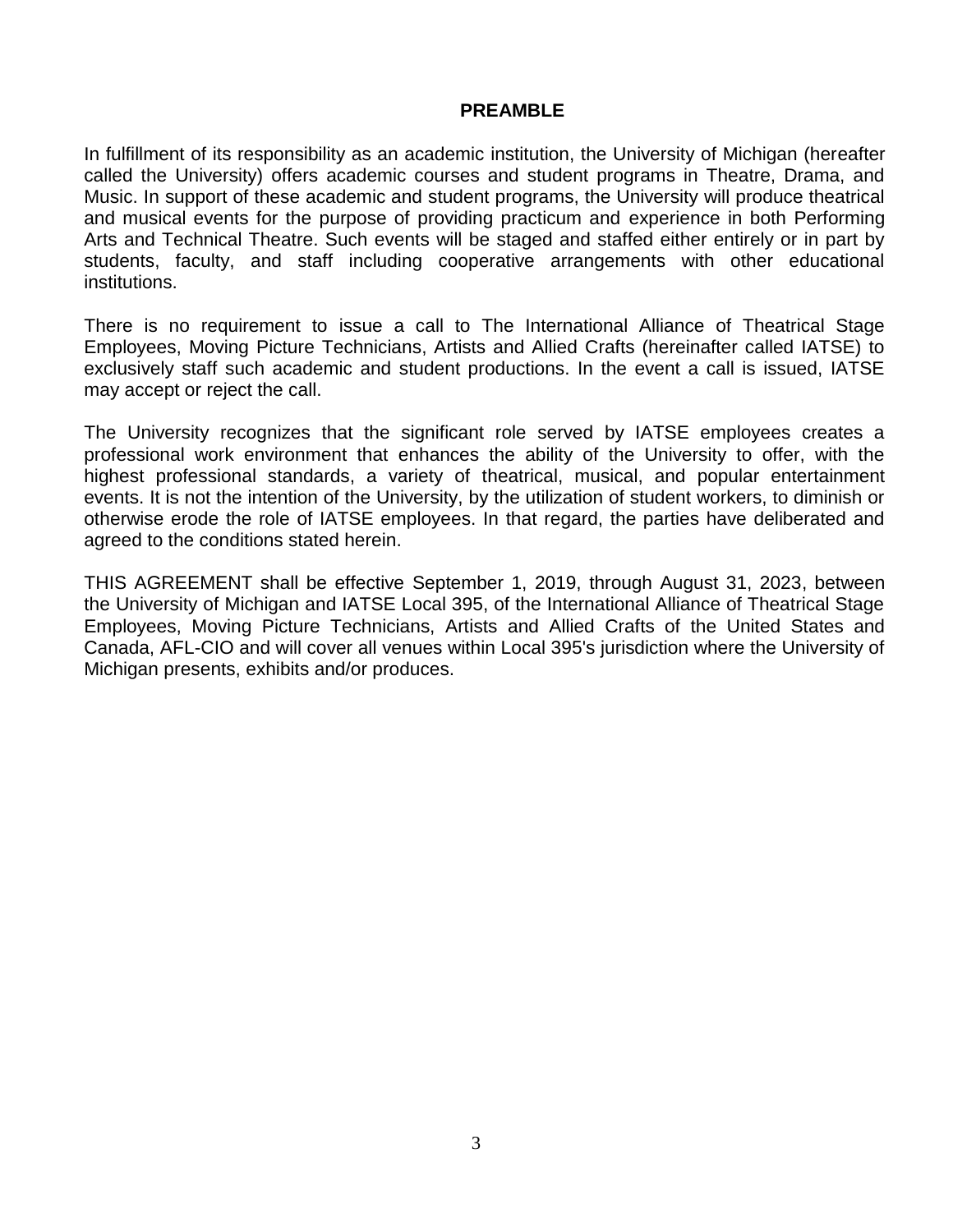## PREAMBLE

In fulfillment of its responsibility as an academic institution, the University of Michigan (hereafter called the University) offers academic courses and student programs in Theatre, Drama, and Music. In support of these academic and student programs, the University will produce theatrical and musical events for the purpose of providing practicum and experience in both Performing Arts and Technical Theatre. Such events will be staged and staffed either entirely or in part by students, faculty, and staff including cooperative arrangements with other educational institutions.

There is no requirement to issue a call to The International Alliance of Theatrical Stage Employees, Moving Picture Technicians, Artists and Allied Crafts (hereinafter called IATSE) to exclusively staff such academic and student productions. In the event a call is issued, IATSE may accept or reject the call.

The University recognizes that the significant role served by IATSE employees creates a professional work environment that enhances the ability of the University to offer, with the highest professional standards, a variety of theatrical, musical, and popular entertainment events. It is not the intention of the University, by the utilization of student workers, to diminish or otherwise erode the role of IATSE employees. In that regard, the parties have deliberated and agreed to the conditions stated herein.

THIS AGREEMENT shall be effective September 1, 2019, through August 31, 2023, between the University of Michigan and IATSE Local 395, of the International Alliance of Theatrical Stage Employees, Moving Picture Technicians, Artists and Allied Crafts of the United States and Canada, AFL-CIO and will cover all venues within Local 395's jurisdiction where the University of Michigan presents, exhibits and/or produces.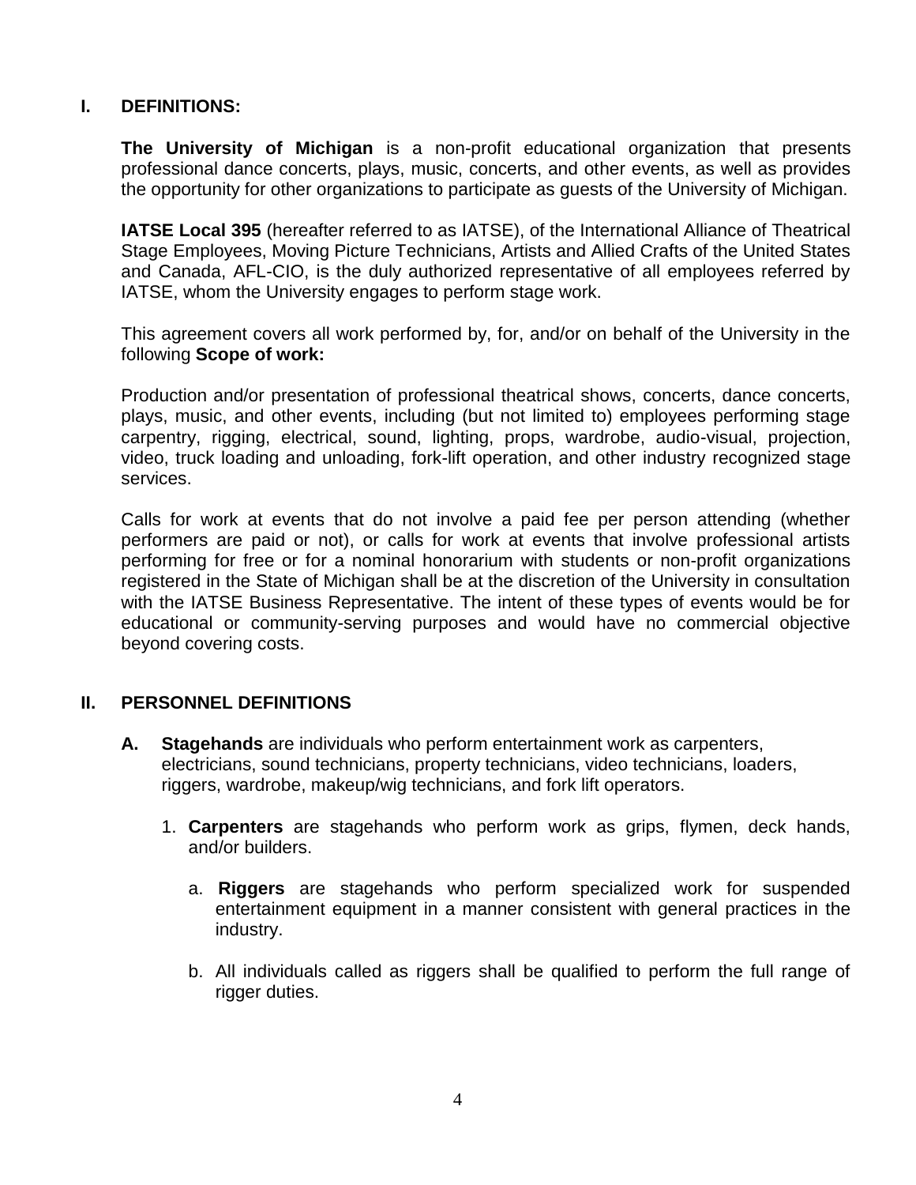## I. DEFINITIONS:

**The University of Michigan** is a non-profit educational organization that presents professional dance concerts, plays, music, concerts, and other events, as well as provides the opportunity for other organizations to participate as guests of the University of Michigan.

**IATSE Local 395** (hereafter referred to as IATSE), of the International Alliance of Theatrical Stage Employees, Moving Picture Technicians, Artists and Allied Crafts of the United States and Canada, AFL-CIO, is the duly authorized representative of all employees referred by IATSE, whom the University engages to perform stage work.

This agreement covers all work performed by, for, and/or on behalf of the University in the following **Scope of work:**

Production and/or presentation of professional theatrical shows, concerts, dance concerts, plays, music, and other events, including (but not limited to) employees performing stage carpentry, rigging, electrical, sound, lighting, props, wardrobe, audio-visual, projection, video, truck loading and unloading, fork-lift operation, and other industry recognized stage services.

Calls for work at events that do not involve a paid fee per person attending (whether performers are paid or not), or calls for work at events that involve professional artists performing for free or for a nominal honorarium with students or non-profit organizations registered in the State of Michigan shall be at the discretion of the University in consultation with the IATSE Business Representative. The intent of these types of events would be for educational or community-serving purposes and would have no commercial objective beyond covering costs.

## II. PERSONNEL DEFINITIONS

**A. Stagehands** are individuals who perform entertainment work as carpenters, electricians, sound technicians, property technicians, video technicians, loaders, riggers, wardrobe, makeup/wig technicians, and fork lift operators.

1. **Carpenters** are stagehands who perform work as grips, flymen, deck hands, and/or builders.

   a. **Riggers** are stagehands who perform specialized work for suspended entertainment equipment in a manner consistent with general practices in the industry.

   b. All individuals called as riggers shall be qualified to perform the full range of rigger duties.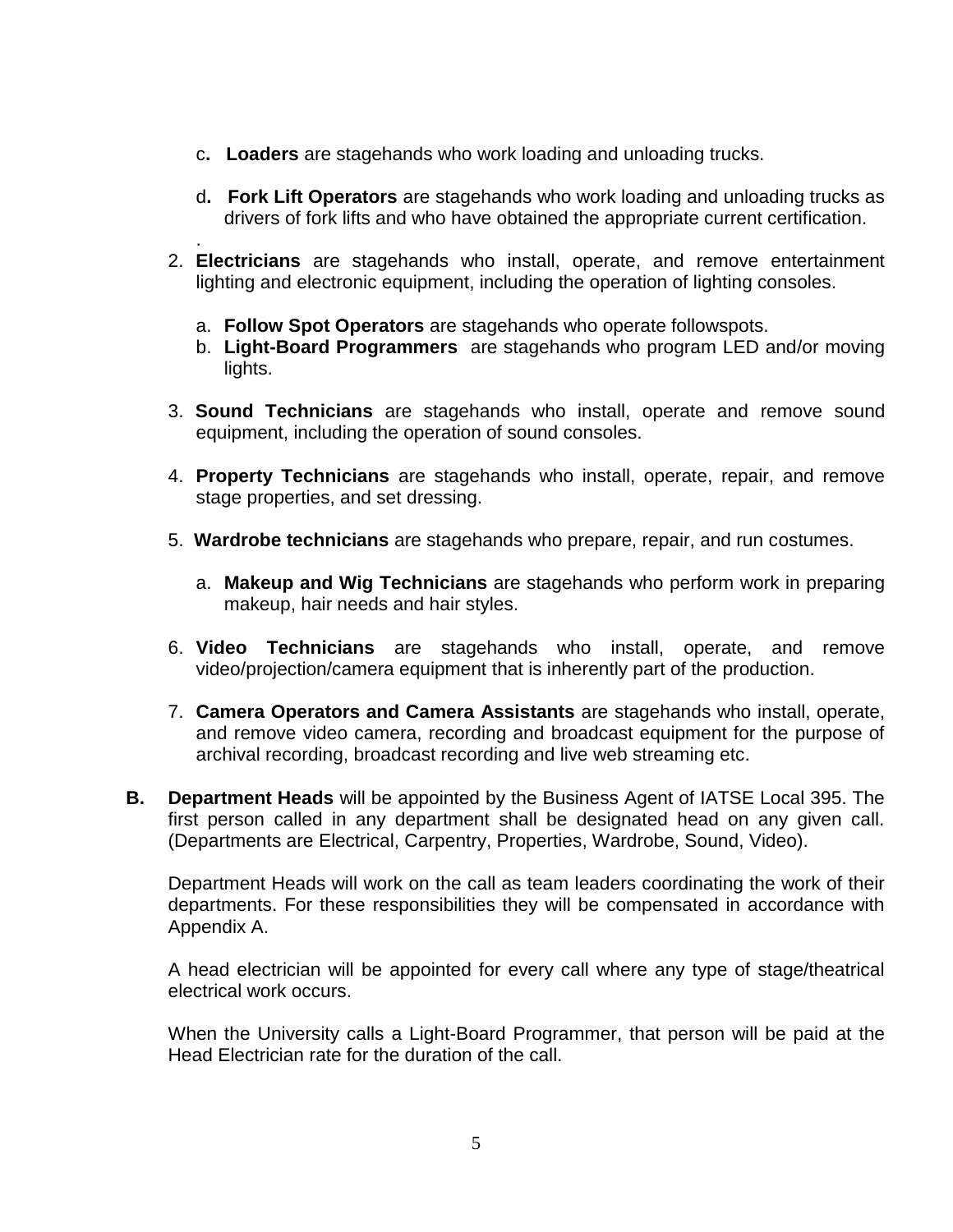c. **Loaders** are stagehands who work loading and unloading trucks.

d. **Fork Lift Operators** are stagehands who work loading and unloading trucks as drivers of fork lifts and who have obtained the appropriate current certification.

.

2. **Electricians** are stagehands who install, operate, and remove entertainment lighting and electronic equipment, including the operation of lighting consoles.

   a. **Follow Spot Operators** are stagehands who operate followspots.
   b. **Light-Board Programmers** are stagehands who program LED and/or moving lights.

3. **Sound Technicians** are stagehands who install, operate and remove sound equipment, including the operation of sound consoles.

4. **Property Technicians** are stagehands who install, operate, repair, and remove stage properties, and set dressing.

5. **Wardrobe technicians** are stagehands who prepare, repair, and run costumes.

   a. **Makeup and Wig Technicians** are stagehands who perform work in preparing makeup, hair needs and hair styles.

6. **Video Technicians** are stagehands who install, operate, and remove video/projection/camera equipment that is inherently part of the production.

7. **Camera Operators and Camera Assistants** are stagehands who install, operate, and remove video camera, recording and broadcast equipment for the purpose of archival recording, broadcast recording and live web streaming etc.

**B. Department Heads** will be appointed by the Business Agent of IATSE Local 395. The first person called in any department shall be designated head on any given call. (Departments are Electrical, Carpentry, Properties, Wardrobe, Sound, Video).

Department Heads will work on the call as team leaders coordinating the work of their departments. For these responsibilities they will be compensated in accordance with Appendix A.

A head electrician will be appointed for every call where any type of stage/theatrical electrical work occurs.

When the University calls a Light-Board Programmer, that person will be paid at the Head Electrician rate for the duration of the call.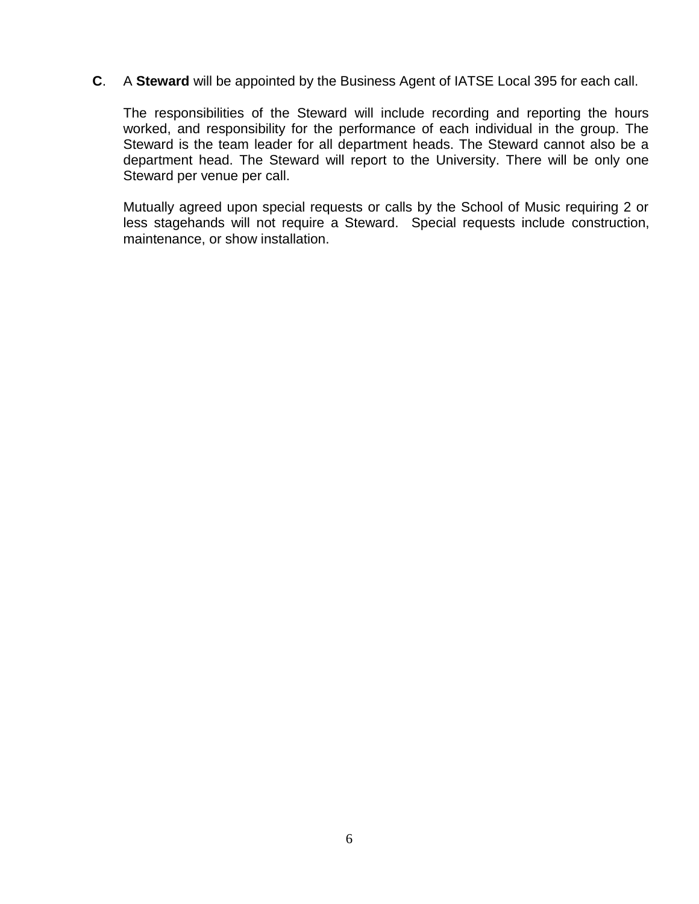**C**. A **Steward** will be appointed by the Business Agent of IATSE Local 395 for each call.

The responsibilities of the Steward will include recording and reporting the hours worked, and responsibility for the performance of each individual in the group. The Steward is the team leader for all department heads. The Steward cannot also be a department head. The Steward will report to the University. There will be only one Steward per venue per call.

Mutually agreed upon special requests or calls by the School of Music requiring 2 or less stagehands will not require a Steward. Special requests include construction, maintenance, or show installation.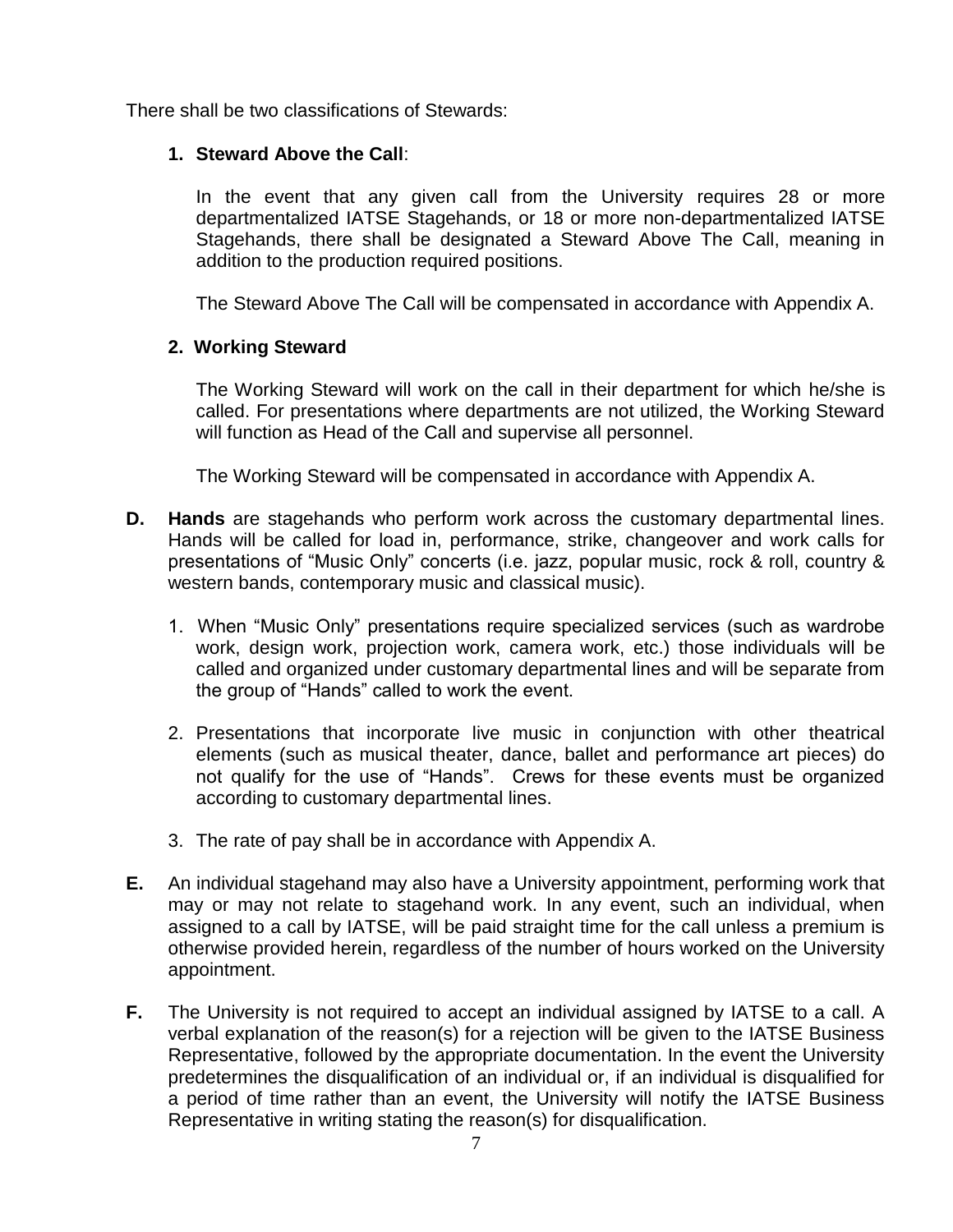There shall be two classifications of Stewards:

1. **Steward Above the Call**:

   In the event that any given call from the University requires 28 or more departmentalized IATSE Stagehands, or 18 or more non-departmentalized IATSE Stagehands, there shall be designated a Steward Above The Call, meaning in addition to the production required positions.

   The Steward Above The Call will be compensated in accordance with Appendix A.

2. **Working Steward**

   The Working Steward will work on the call in their department for which he/she is called. For presentations where departments are not utilized, the Working Steward will function as Head of the Call and supervise all personnel.

   The Working Steward will be compensated in accordance with Appendix A.

**D.** **Hands** are stagehands who perform work across the customary departmental lines. Hands will be called for load in, performance, strike, changeover and work calls for presentations of “Music Only” concerts (i.e. jazz, popular music, rock & roll, country & western bands, contemporary music and classical music).

1. When “Music Only” presentations require specialized services (such as wardrobe work, design work, projection work, camera work, etc.) those individuals will be called and organized under customary departmental lines and will be separate from the group of “Hands” called to work the event.
2. Presentations that incorporate live music in conjunction with other theatrical elements (such as musical theater, dance, ballet and performance art pieces) do not qualify for the use of “Hands”. Crews for these events must be organized according to customary departmental lines.
3. The rate of pay shall be in accordance with Appendix A.

**E.** An individual stagehand may also have a University appointment, performing work that may or may not relate to stagehand work. In any event, such an individual, when assigned to a call by IATSE, will be paid straight time for the call unless a premium is otherwise provided herein, regardless of the number of hours worked on the University appointment.

**F.** The University is not required to accept an individual assigned by IATSE to a call. A verbal explanation of the reason(s) for a rejection will be given to the IATSE Business Representative, followed by the appropriate documentation. In the event the University predetermines the disqualification of an individual or, if an individual is disqualified for a period of time rather than an event, the University will notify the IATSE Business Representative in writing stating the reason(s) for disqualification.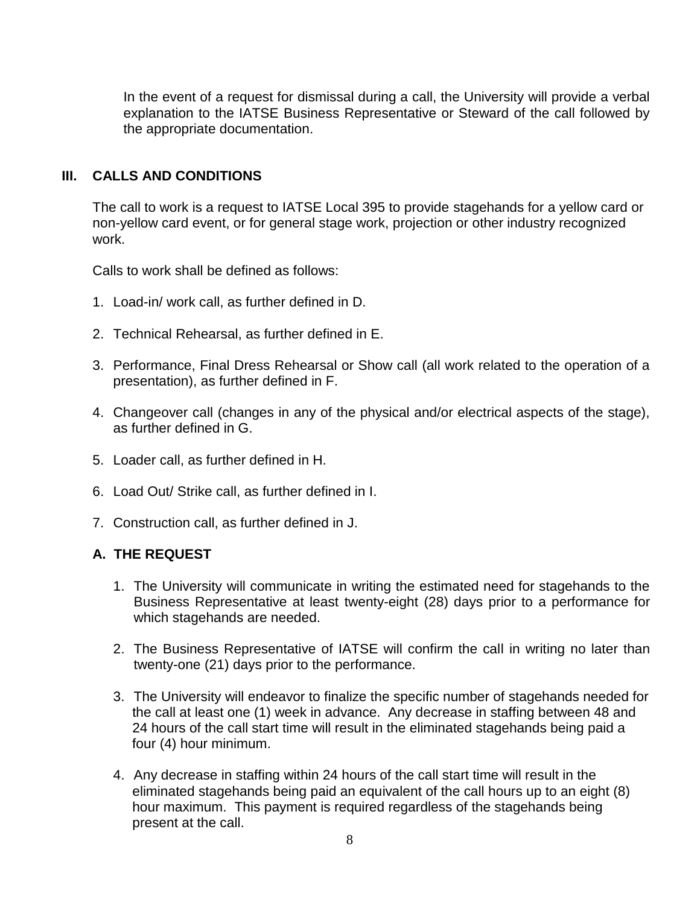In the event of a request for dismissal during a call, the University will provide a verbal explanation to the IATSE Business Representative or Steward of the call followed by the appropriate documentation.

## III. CALLS AND CONDITIONS

The call to work is a request to IATSE Local 395 to provide stagehands for a yellow card or non-yellow card event, or for general stage work, projection or other industry recognized work.

Calls to work shall be defined as follows:

1. Load-in/ work call, as further defined in D.
2. Technical Rehearsal, as further defined in E.
3. Performance, Final Dress Rehearsal or Show call (all work related to the operation of a presentation), as further defined in F.
4. Changeover call (changes in any of the physical and/or electrical aspects of the stage), as further defined in G.
5. Loader call, as further defined in H.
6. Load Out/ Strike call, as further defined in I.
7. Construction call, as further defined in J.

### A. THE REQUEST

1. The University will communicate in writing the estimated need for stagehands to the Business Representative at least twenty-eight (28) days prior to a performance for which stagehands are needed.
2. The Business Representative of IATSE will confirm the call in writing no later than twenty-one (21) days prior to the performance.
3. The University will endeavor to finalize the specific number of stagehands needed for the call at least one (1) week in advance. Any decrease in staffing between 48 and 24 hours of the call start time will result in the eliminated stagehands being paid a four (4) hour minimum.
4. Any decrease in staffing within 24 hours of the call start time will result in the eliminated stagehands being paid an equivalent of the call hours up to an eight (8) hour maximum. This payment is required regardless of the stagehands being present at the call.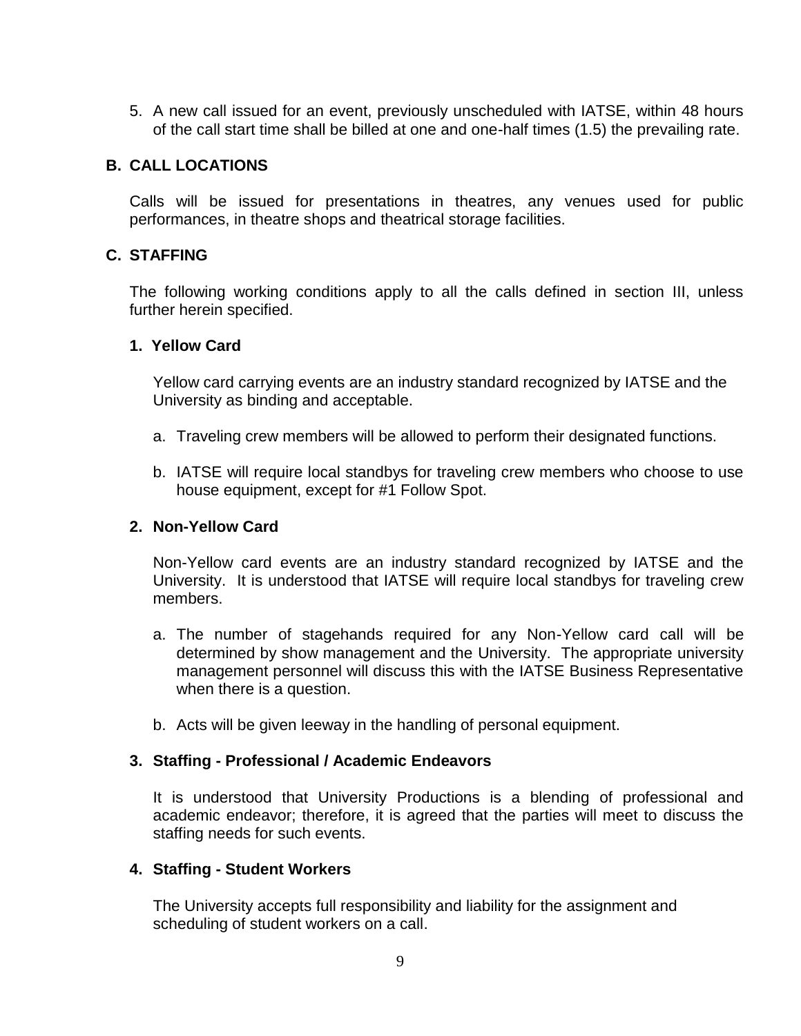5. A new call issued for an event, previously unscheduled with IATSE, within 48 hours of the call start time shall be billed at one and one-half times (1.5) the prevailing rate.

## B. CALL LOCATIONS

Calls will be issued for presentations in theatres, any venues used for public performances, in theatre shops and theatrical storage facilities.

## C. STAFFING

The following working conditions apply to all the calls defined in section III, unless further herein specified.

### 1. Yellow Card

Yellow card carrying events are an industry standard recognized by IATSE and the University as binding and acceptable.

a. Traveling crew members will be allowed to perform their designated functions.

b. IATSE will require local standbys for traveling crew members who choose to use house equipment, except for #1 Follow Spot.

### 2. Non-Yellow Card

Non-Yellow card events are an industry standard recognized by IATSE and the University. It is understood that IATSE will require local standbys for traveling crew members.

a. The number of stagehands required for any Non-Yellow card call will be determined by show management and the University. The appropriate university management personnel will discuss this with the IATSE Business Representative when there is a question.

b. Acts will be given leeway in the handling of personal equipment.

### 3. Staffing - Professional / Academic Endeavors

It is understood that University Productions is a blending of professional and academic endeavor; therefore, it is agreed that the parties will meet to discuss the staffing needs for such events.

### 4. Staffing - Student Workers

The University accepts full responsibility and liability for the assignment and scheduling of student workers on a call.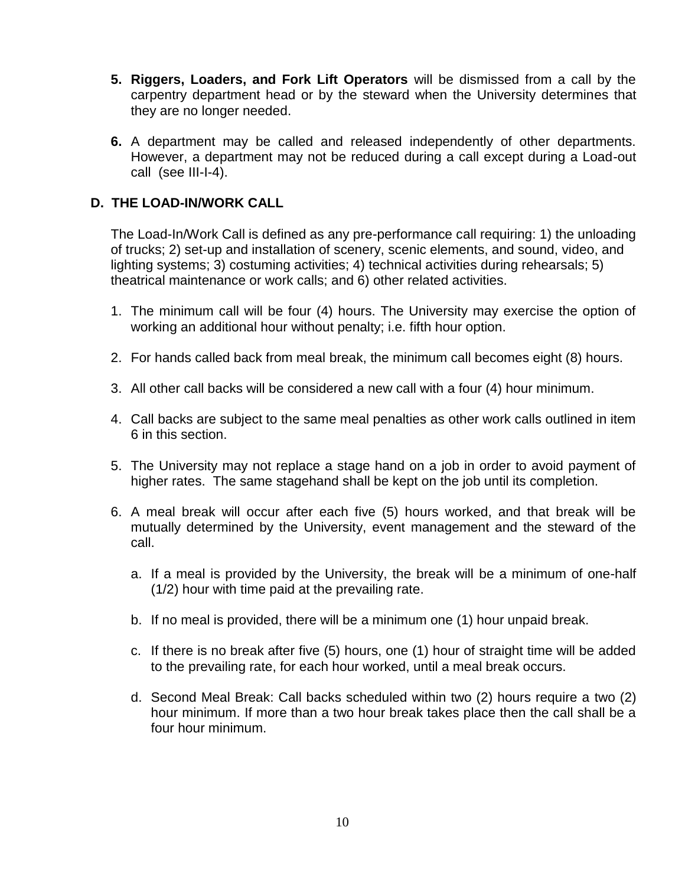5. **Riggers, Loaders, and Fork Lift Operators** will be dismissed from a call by the carpentry department head or by the steward when the University determines that they are no longer needed.

6. A department may be called and released independently of other departments. However, a department may not be reduced during a call except during a Load-out call (see III-I-4).

## D. THE LOAD-IN/WORK CALL

The Load-In/Work Call is defined as any pre-performance call requiring: 1) the unloading of trucks; 2) set-up and installation of scenery, scenic elements, and sound, video, and lighting systems; 3) costuming activities; 4) technical activities during rehearsals; 5) theatrical maintenance or work calls; and 6) other related activities.

1. The minimum call will be four (4) hours. The University may exercise the option of working an additional hour without penalty; i.e. fifth hour option.

2. For hands called back from meal break, the minimum call becomes eight (8) hours.

3. All other call backs will be considered a new call with a four (4) hour minimum.

4. Call backs are subject to the same meal penalties as other work calls outlined in item 6 in this section.

5. The University may not replace a stage hand on a job in order to avoid payment of higher rates. The same stagehand shall be kept on the job until its completion.

6. A meal break will occur after each five (5) hours worked, and that break will be mutually determined by the University, event management and the steward of the call.

   a. If a meal is provided by the University, the break will be a minimum of one-half (1/2) hour with time paid at the prevailing rate.

   b. If no meal is provided, there will be a minimum one (1) hour unpaid break.

   c. If there is no break after five (5) hours, one (1) hour of straight time will be added to the prevailing rate, for each hour worked, until a meal break occurs.

   d. Second Meal Break: Call backs scheduled within two (2) hours require a two (2) hour minimum. If more than a two hour break takes place then the call shall be a four hour minimum.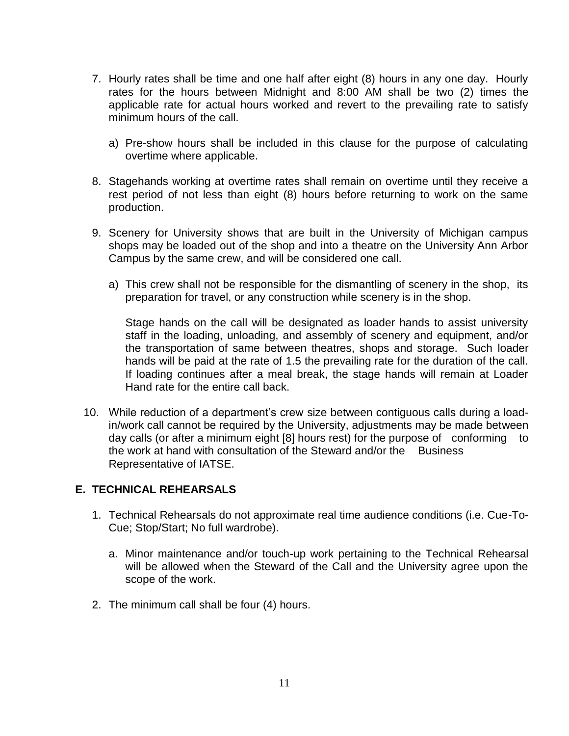7. Hourly rates shall be time and one half after eight (8) hours in any one day. Hourly rates for the hours between Midnight and 8:00 AM shall be two (2) times the applicable rate for actual hours worked and revert to the prevailing rate to satisfy minimum hours of the call.

   a) Pre-show hours shall be included in this clause for the purpose of calculating overtime where applicable.

8. Stagehands working at overtime rates shall remain on overtime until they receive a rest period of not less than eight (8) hours before returning to work on the same production.

9. Scenery for University shows that are built in the University of Michigan campus shops may be loaded out of the shop and into a theatre on the University Ann Arbor Campus by the same crew, and will be considered one call.

   a) This crew shall not be responsible for the dismantling of scenery in the shop, its preparation for travel, or any construction while scenery is in the shop.

   Stage hands on the call will be designated as loader hands to assist university staff in the loading, unloading, and assembly of scenery and equipment, and/or the transportation of same between theatres, shops and storage. Such loader hands will be paid at the rate of 1.5 the prevailing rate for the duration of the call. If loading continues after a meal break, the stage hands will remain at Loader Hand rate for the entire call back.

10. While reduction of a department's crew size between contiguous calls during a load-in/work call cannot be required by the University, adjustments may be made between day calls (or after a minimum eight [8] hours rest) for the purpose of conforming to the work at hand with consultation of the Steward and/or the Business Representative of IATSE.

## E. TECHNICAL REHEARSALS

1. Technical Rehearsals do not approximate real time audience conditions (i.e. Cue-To-Cue; Stop/Start; No full wardrobe).

   a. Minor maintenance and/or touch-up work pertaining to the Technical Rehearsal will be allowed when the Steward of the Call and the University agree upon the scope of the work.

2. The minimum call shall be four (4) hours.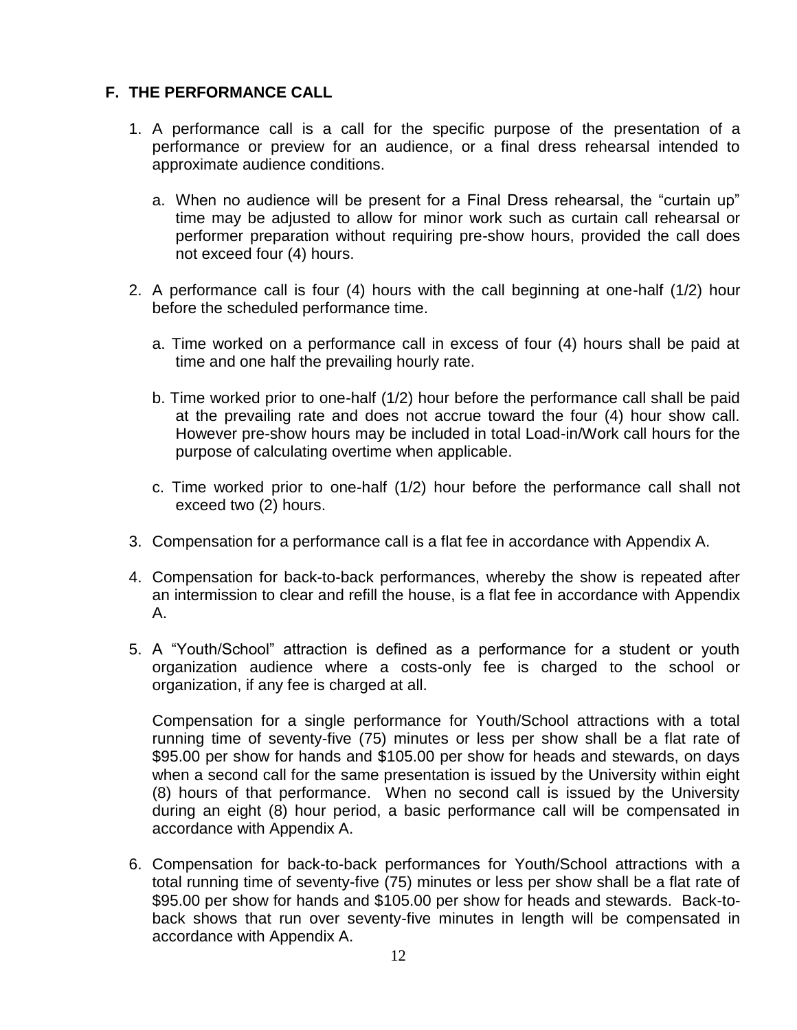## F. THE PERFORMANCE CALL

1. A performance call is a call for the specific purpose of the presentation of a performance or preview for an audience, or a final dress rehearsal intended to approximate audience conditions.

   a. When no audience will be present for a Final Dress rehearsal, the "curtain up" time may be adjusted to allow for minor work such as curtain call rehearsal or performer preparation without requiring pre-show hours, provided the call does not exceed four (4) hours.

2. A performance call is four (4) hours with the call beginning at one-half (1/2) hour before the scheduled performance time.

   a. Time worked on a performance call in excess of four (4) hours shall be paid at time and one half the prevailing hourly rate.

   b. Time worked prior to one-half (1/2) hour before the performance call shall be paid at the prevailing rate and does not accrue toward the four (4) hour show call. However pre-show hours may be included in total Load-in/Work call hours for the purpose of calculating overtime when applicable.

   c. Time worked prior to one-half (1/2) hour before the performance call shall not exceed two (2) hours.

3. Compensation for a performance call is a flat fee in accordance with Appendix A.

4. Compensation for back-to-back performances, whereby the show is repeated after an intermission to clear and refill the house, is a flat fee in accordance with Appendix A.

5. A "Youth/School" attraction is defined as a performance for a student or youth organization audience where a costs-only fee is charged to the school or organization, if any fee is charged at all.

   Compensation for a single performance for Youth/School attractions with a total running time of seventy-five (75) minutes or less per show shall be a flat rate of $95.00 per show for hands and $105.00 per show for heads and stewards, on days when a second call for the same presentation is issued by the University within eight (8) hours of that performance. When no second call is issued by the University during an eight (8) hour period, a basic performance call will be compensated in accordance with Appendix A.

6. Compensation for back-to-back performances for Youth/School attractions with a total running time of seventy-five (75) minutes or less per show shall be a flat rate of $95.00 per show for hands and $105.00 per show for heads and stewards. Back-to-back shows that run over seventy-five minutes in length will be compensated in accordance with Appendix A.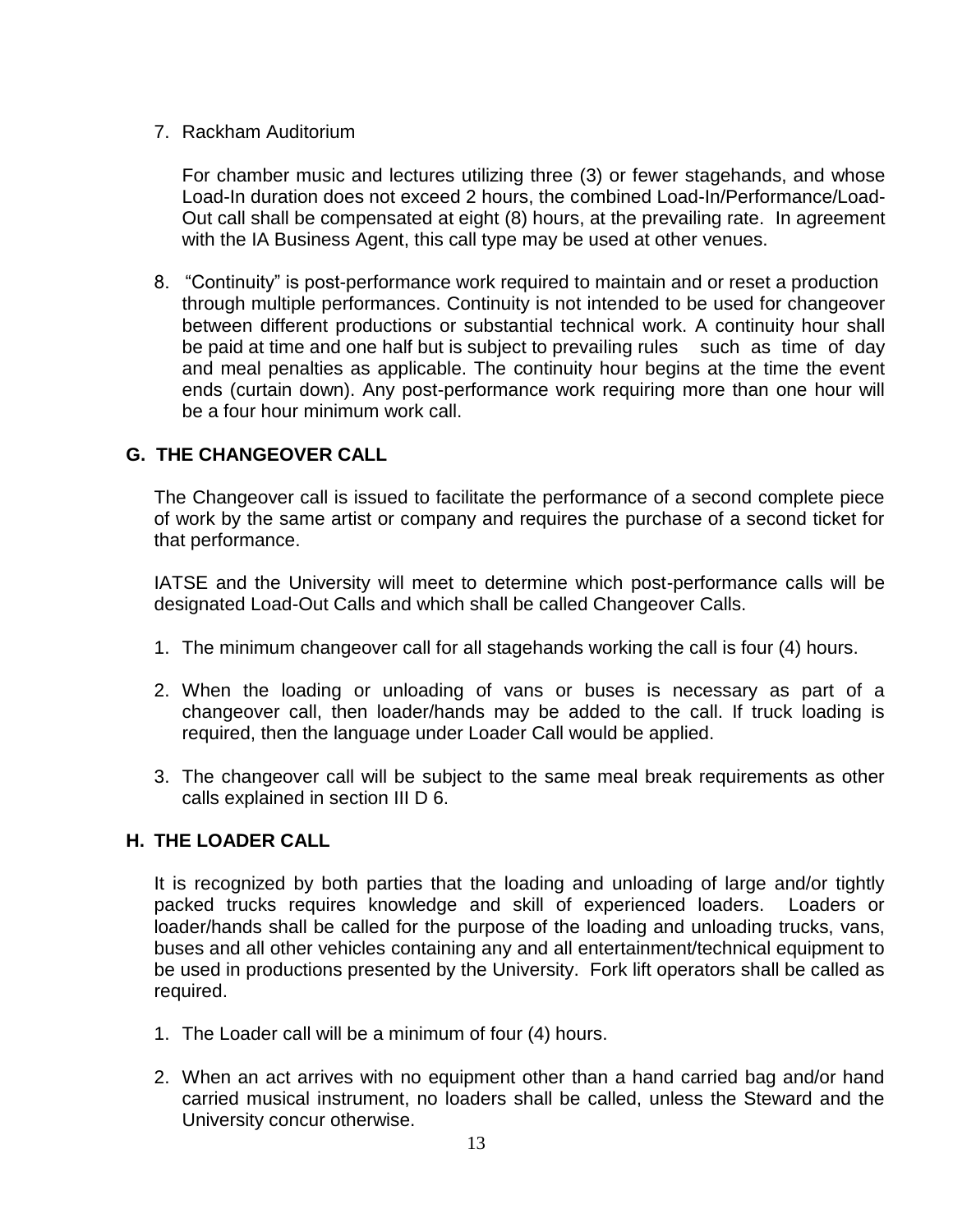7. Rackham Auditorium

   For chamber music and lectures utilizing three (3) or fewer stagehands, and whose Load-In duration does not exceed 2 hours, the combined Load-In/Performance/Load-Out call shall be compensated at eight (8) hours, at the prevailing rate. In agreement with the IA Business Agent, this call type may be used at other venues.

8. "Continuity" is post-performance work required to maintain and or reset a production through multiple performances. Continuity is not intended to be used for changeover between different productions or substantial technical work. A continuity hour shall be paid at time and one half but is subject to prevailing rules such as time of day and meal penalties as applicable. The continuity hour begins at the time the event ends (curtain down). Any post-performance work requiring more than one hour will be a four hour minimum work call.

## G. THE CHANGEOVER CALL

The Changeover call is issued to facilitate the performance of a second complete piece of work by the same artist or company and requires the purchase of a second ticket for that performance.

IATSE and the University will meet to determine which post-performance calls will be designated Load-Out Calls and which shall be called Changeover Calls.

1. The minimum changeover call for all stagehands working the call is four (4) hours.

2. When the loading or unloading of vans or buses is necessary as part of a changeover call, then loader/hands may be added to the call. If truck loading is required, then the language under Loader Call would be applied.

3. The changeover call will be subject to the same meal break requirements as other calls explained in section III D 6.

## H. THE LOADER CALL

It is recognized by both parties that the loading and unloading of large and/or tightly packed trucks requires knowledge and skill of experienced loaders. Loaders or loader/hands shall be called for the purpose of the loading and unloading trucks, vans, buses and all other vehicles containing any and all entertainment/technical equipment to be used in productions presented by the University. Fork lift operators shall be called as required.

1. The Loader call will be a minimum of four (4) hours.

2. When an act arrives with no equipment other than a hand carried bag and/or hand carried musical instrument, no loaders shall be called, unless the Steward and the University concur otherwise.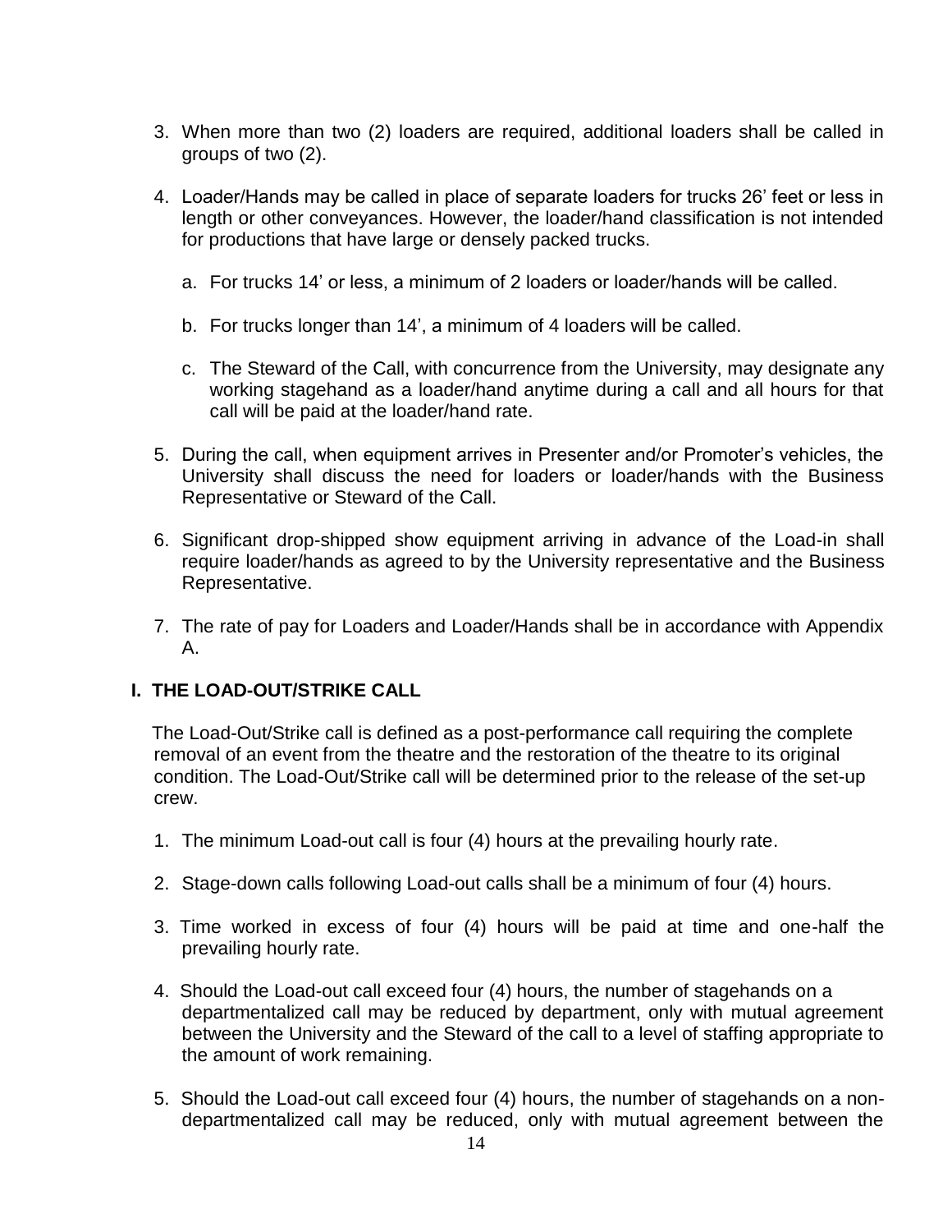3. When more than two (2) loaders are required, additional loaders shall be called in groups of two (2).

4. Loader/Hands may be called in place of separate loaders for trucks 26' feet or less in length or other conveyances. However, the loader/hand classification is not intended for productions that have large or densely packed trucks.

   a. For trucks 14' or less, a minimum of 2 loaders or loader/hands will be called.

   b. For trucks longer than 14', a minimum of 4 loaders will be called.

   c. The Steward of the Call, with concurrence from the University, may designate any working stagehand as a loader/hand anytime during a call and all hours for that call will be paid at the loader/hand rate.

5. During the call, when equipment arrives in Presenter and/or Promoter's vehicles, the University shall discuss the need for loaders or loader/hands with the Business Representative or Steward of the Call.

6. Significant drop-shipped show equipment arriving in advance of the Load-in shall require loader/hands as agreed to by the University representative and the Business Representative.

7. The rate of pay for Loaders and Loader/Hands shall be in accordance with Appendix A.

## I. THE LOAD-OUT/STRIKE CALL

The Load-Out/Strike call is defined as a post-performance call requiring the complete removal of an event from the theatre and the restoration of the theatre to its original condition. The Load-Out/Strike call will be determined prior to the release of the set-up crew.

1. The minimum Load-out call is four (4) hours at the prevailing hourly rate.

2. Stage-down calls following Load-out calls shall be a minimum of four (4) hours.

3. Time worked in excess of four (4) hours will be paid at time and one-half the prevailing hourly rate.

4. Should the Load-out call exceed four (4) hours, the number of stagehands on a departmentalized call may be reduced by department, only with mutual agreement between the University and the Steward of the call to a level of staffing appropriate to the amount of work remaining.

5. Should the Load-out call exceed four (4) hours, the number of stagehands on a non-departmentalized call may be reduced, only with mutual agreement between the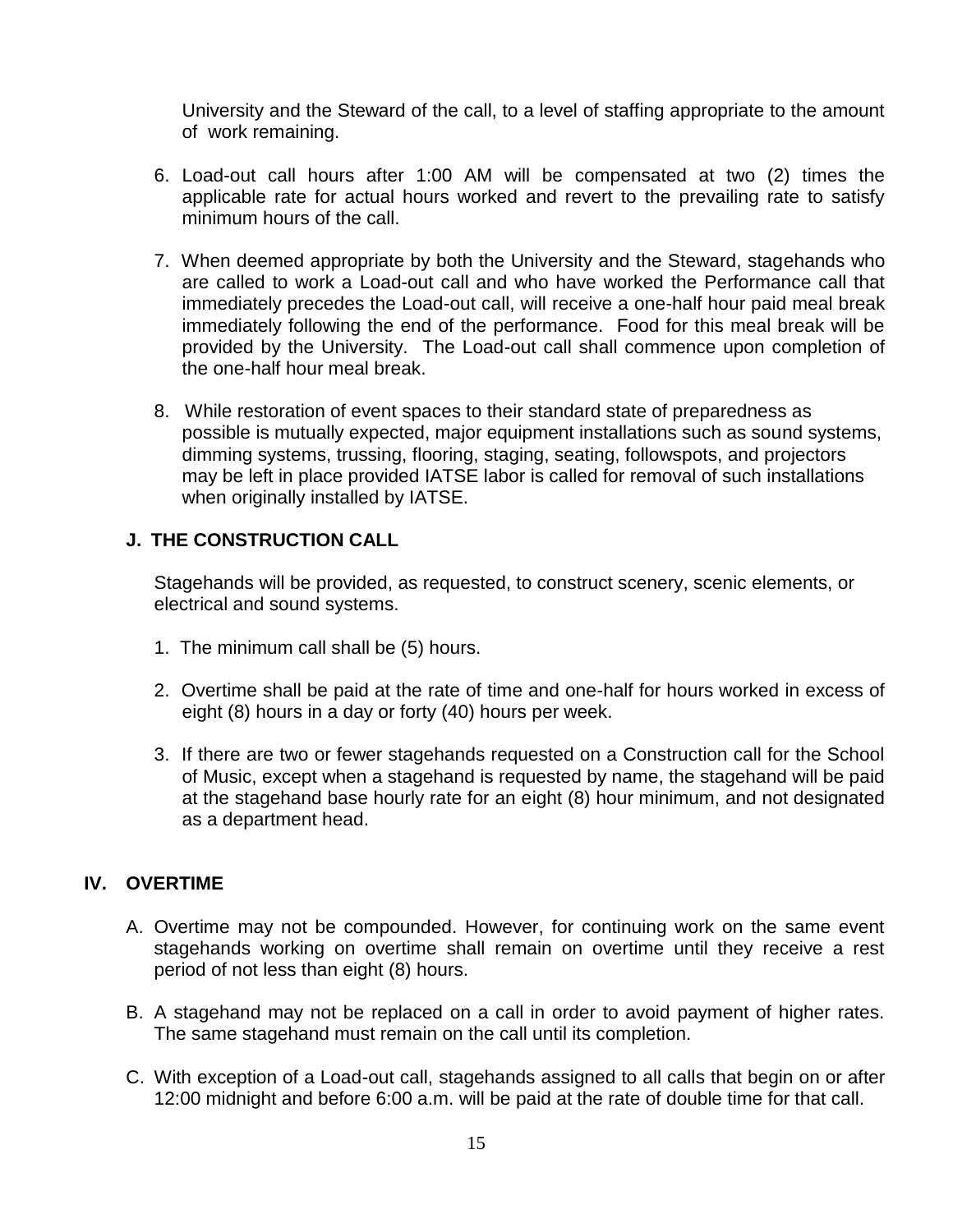University and the Steward of the call, to a level of staffing appropriate to the amount of work remaining.

6. Load-out call hours after 1:00 AM will be compensated at two (2) times the applicable rate for actual hours worked and revert to the prevailing rate to satisfy minimum hours of the call.

7. When deemed appropriate by both the University and the Steward, stagehands who are called to work a Load-out call and who have worked the Performance call that immediately precedes the Load-out call, will receive a one-half hour paid meal break immediately following the end of the performance. Food for this meal break will be provided by the University. The Load-out call shall commence upon completion of the one-half hour meal break.

8. While restoration of event spaces to their standard state of preparedness as possible is mutually expected, major equipment installations such as sound systems, dimming systems, trussing, flooring, staging, seating, followspots, and projectors may be left in place provided IATSE labor is called for removal of such installations when originally installed by IATSE.

### J. THE CONSTRUCTION CALL

Stagehands will be provided, as requested, to construct scenery, scenic elements, or electrical and sound systems.

1. The minimum call shall be (5) hours.

2. Overtime shall be paid at the rate of time and one-half for hours worked in excess of eight (8) hours in a day or forty (40) hours per week.

3. If there are two or fewer stagehands requested on a Construction call for the School of Music, except when a stagehand is requested by name, the stagehand will be paid at the stagehand base hourly rate for an eight (8) hour minimum, and not designated as a department head.

## IV. OVERTIME

A. Overtime may not be compounded. However, for continuing work on the same event stagehands working on overtime shall remain on overtime until they receive a rest period of not less than eight (8) hours.

B. A stagehand may not be replaced on a call in order to avoid payment of higher rates. The same stagehand must remain on the call until its completion.

C. With exception of a Load-out call, stagehands assigned to all calls that begin on or after 12:00 midnight and before 6:00 a.m. will be paid at the rate of double time for that call.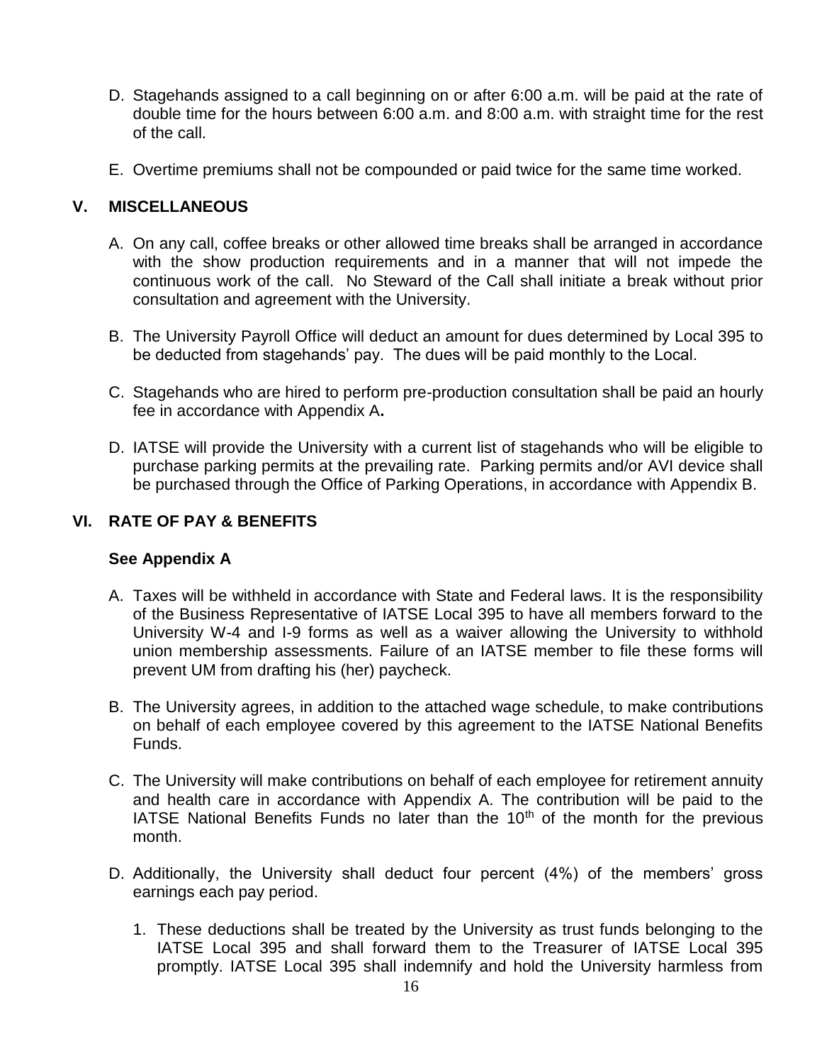D. Stagehands assigned to a call beginning on or after 6:00 a.m. will be paid at the rate of double time for the hours between 6:00 a.m. and 8:00 a.m. with straight time for the rest of the call.

E. Overtime premiums shall not be compounded or paid twice for the same time worked.

## V. MISCELLANEOUS

A. On any call, coffee breaks or other allowed time breaks shall be arranged in accordance with the show production requirements and in a manner that will not impede the continuous work of the call. No Steward of the Call shall initiate a break without prior consultation and agreement with the University.

B. The University Payroll Office will deduct an amount for dues determined by Local 395 to be deducted from stagehands' pay. The dues will be paid monthly to the Local.

C. Stagehands who are hired to perform pre-production consultation shall be paid an hourly fee in accordance with Appendix A**.**

D. IATSE will provide the University with a current list of stagehands who will be eligible to purchase parking permits at the prevailing rate. Parking permits and/or AVI device shall be purchased through the Office of Parking Operations, in accordance with Appendix B.

## VI. RATE OF PAY & BENEFITS

**See Appendix A**

A. Taxes will be withheld in accordance with State and Federal laws. It is the responsibility of the Business Representative of IATSE Local 395 to have all members forward to the University W-4 and I-9 forms as well as a waiver allowing the University to withhold union membership assessments. Failure of an IATSE member to file these forms will prevent UM from drafting his (her) paycheck.

B. The University agrees, in addition to the attached wage schedule, to make contributions on behalf of each employee covered by this agreement to the IATSE National Benefits Funds.

C. The University will make contributions on behalf of each employee for retirement annuity and health care in accordance with Appendix A. The contribution will be paid to the IATSE National Benefits Funds no later than the 10th of the month for the previous month.

D. Additionally, the University shall deduct four percent (4%) of the members' gross earnings each pay period.

   1. These deductions shall be treated by the University as trust funds belonging to the IATSE Local 395 and shall forward them to the Treasurer of IATSE Local 395 promptly. IATSE Local 395 shall indemnify and hold the University harmless from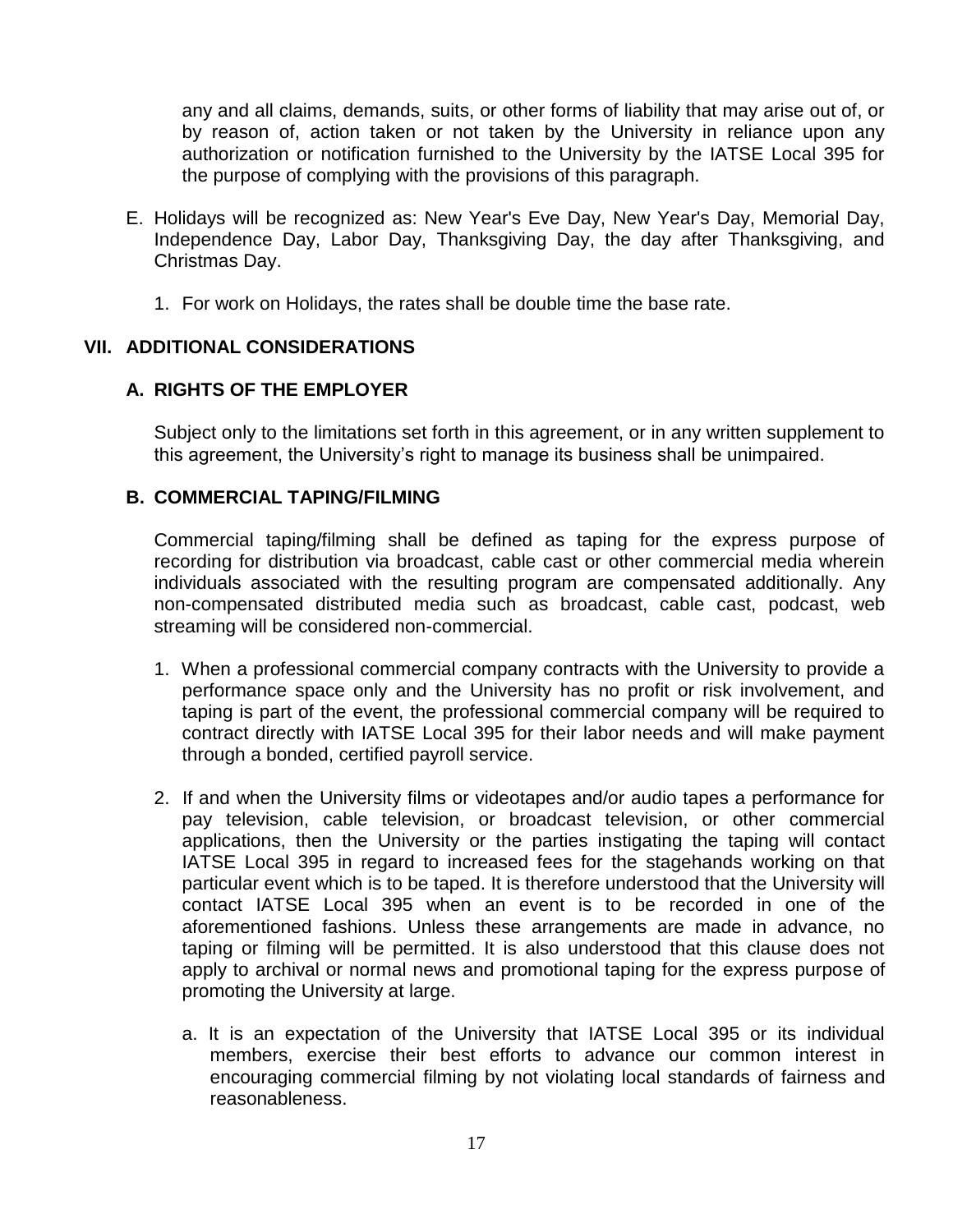any and all claims, demands, suits, or other forms of liability that may arise out of, or by reason of, action taken or not taken by the University in reliance upon any authorization or notification furnished to the University by the IATSE Local 395 for the purpose of complying with the provisions of this paragraph.

E. Holidays will be recognized as: New Year's Eve Day, New Year's Day, Memorial Day, Independence Day, Labor Day, Thanksgiving Day, the day after Thanksgiving, and Christmas Day.

   1. For work on Holidays, the rates shall be double time the base rate.

## VII. ADDITIONAL CONSIDERATIONS

### A. RIGHTS OF THE EMPLOYER

Subject only to the limitations set forth in this agreement, or in any written supplement to this agreement, the University's right to manage its business shall be unimpaired.

### B. COMMERCIAL TAPING/FILMING

Commercial taping/filming shall be defined as taping for the express purpose of recording for distribution via broadcast, cable cast or other commercial media wherein individuals associated with the resulting program are compensated additionally. Any non-compensated distributed media such as broadcast, cable cast, podcast, web streaming will be considered non-commercial.

1. When a professional commercial company contracts with the University to provide a performance space only and the University has no profit or risk involvement, and taping is part of the event, the professional commercial company will be required to contract directly with IATSE Local 395 for their labor needs and will make payment through a bonded, certified payroll service.

2. If and when the University films or videotapes and/or audio tapes a performance for pay television, cable television, or broadcast television, or other commercial applications, then the University or the parties instigating the taping will contact IATSE Local 395 in regard to increased fees for the stagehands working on that particular event which is to be taped. It is therefore understood that the University will contact IATSE Local 395 when an event is to be recorded in one of the aforementioned fashions. Unless these arrangements are made in advance, no taping or filming will be permitted. It is also understood that this clause does not apply to archival or normal news and promotional taping for the express purpose of promoting the University at large.

   a. It is an expectation of the University that IATSE Local 395 or its individual members, exercise their best efforts to advance our common interest in encouraging commercial filming by not violating local standards of fairness and reasonableness.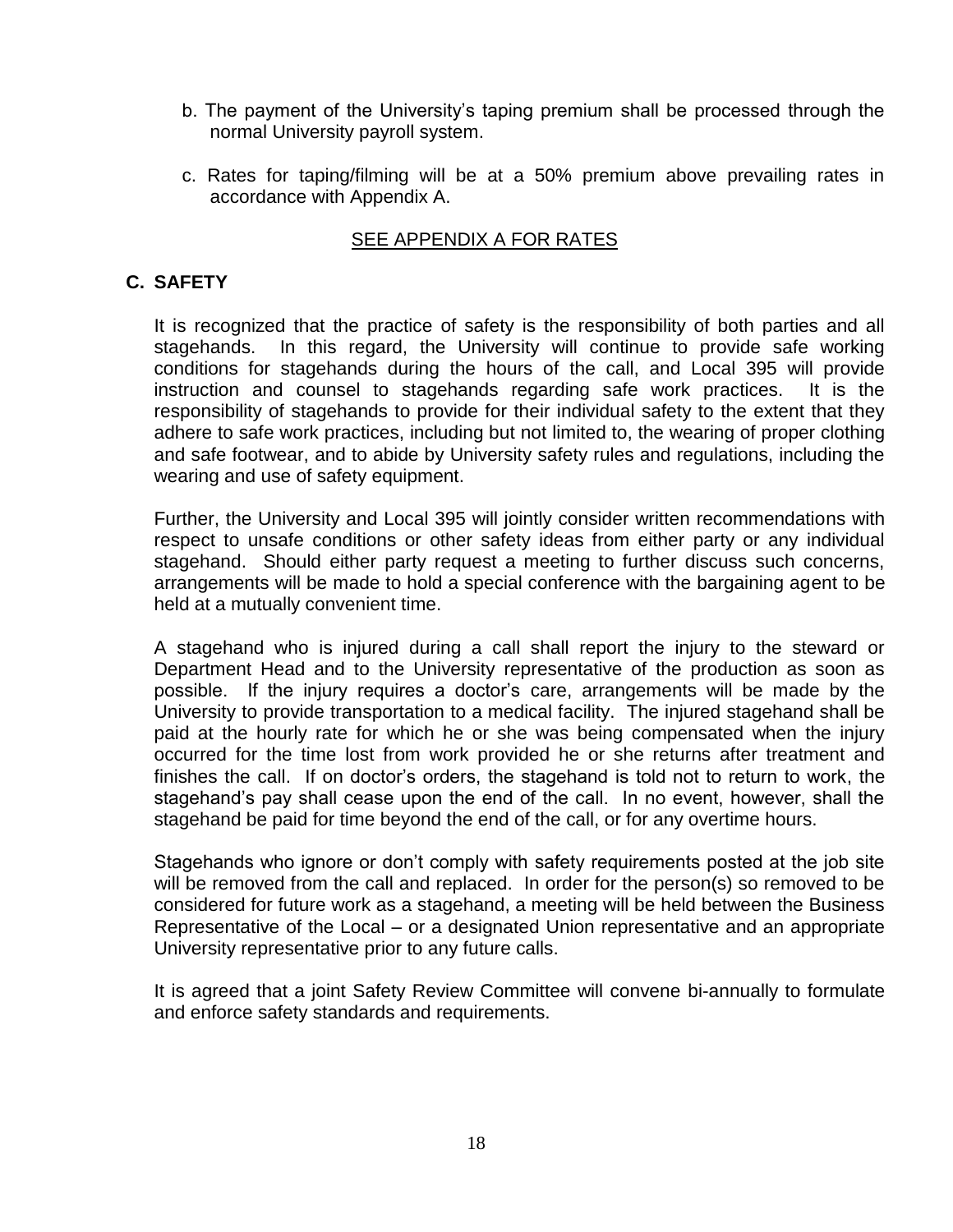b. The payment of the University's taping premium shall be processed through the normal University payroll system.

c. Rates for taping/filming will be at a 50% premium above prevailing rates in accordance with Appendix A.

SEE APPENDIX A FOR RATES

## C. SAFETY

It is recognized that the practice of safety is the responsibility of both parties and all stagehands. In this regard, the University will continue to provide safe working conditions for stagehands during the hours of the call, and Local 395 will provide instruction and counsel to stagehands regarding safe work practices. It is the responsibility of stagehands to provide for their individual safety to the extent that they adhere to safe work practices, including but not limited to, the wearing of proper clothing and safe footwear, and to abide by University safety rules and regulations, including the wearing and use of safety equipment.

Further, the University and Local 395 will jointly consider written recommendations with respect to unsafe conditions or other safety ideas from either party or any individual stagehand. Should either party request a meeting to further discuss such concerns, arrangements will be made to hold a special conference with the bargaining agent to be held at a mutually convenient time.

A stagehand who is injured during a call shall report the injury to the steward or Department Head and to the University representative of the production as soon as possible. If the injury requires a doctor's care, arrangements will be made by the University to provide transportation to a medical facility. The injured stagehand shall be paid at the hourly rate for which he or she was being compensated when the injury occurred for the time lost from work provided he or she returns after treatment and finishes the call. If on doctor's orders, the stagehand is told not to return to work, the stagehand's pay shall cease upon the end of the call. In no event, however, shall the stagehand be paid for time beyond the end of the call, or for any overtime hours.

Stagehands who ignore or don't comply with safety requirements posted at the job site will be removed from the call and replaced. In order for the person(s) so removed to be considered for future work as a stagehand, a meeting will be held between the Business Representative of the Local – or a designated Union representative and an appropriate University representative prior to any future calls.

It is agreed that a joint Safety Review Committee will convene bi-annually to formulate and enforce safety standards and requirements.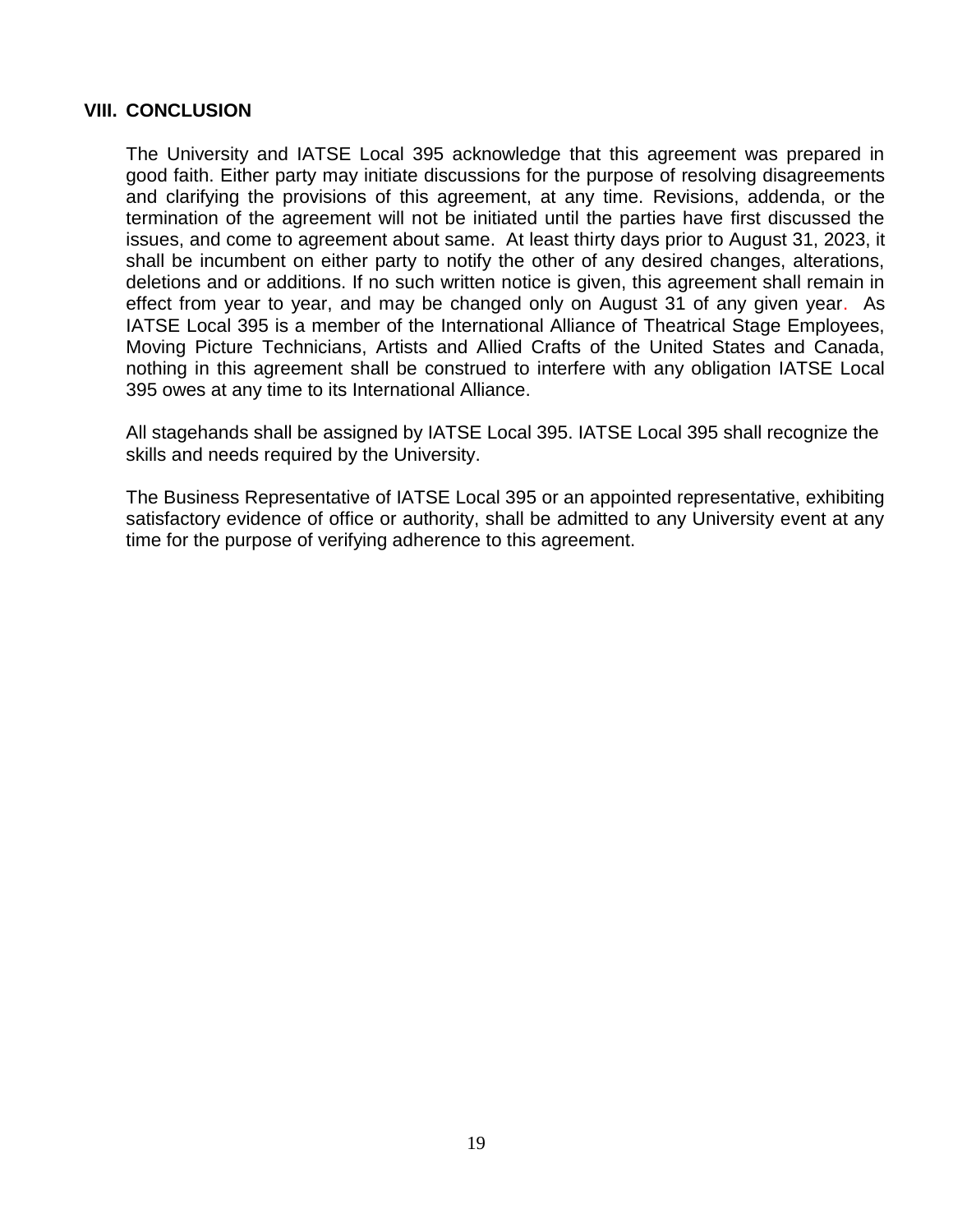## VIII. CONCLUSION

The University and IATSE Local 395 acknowledge that this agreement was prepared in good faith. Either party may initiate discussions for the purpose of resolving disagreements and clarifying the provisions of this agreement, at any time. Revisions, addenda, or the termination of the agreement will not be initiated until the parties have first discussed the issues, and come to agreement about same. At least thirty days prior to August 31, 2023, it shall be incumbent on either party to notify the other of any desired changes, alterations, deletions and or additions. If no such written notice is given, this agreement shall remain in effect from year to year, and may be changed only on August 31 of any given year. As IATSE Local 395 is a member of the International Alliance of Theatrical Stage Employees, Moving Picture Technicians, Artists and Allied Crafts of the United States and Canada, nothing in this agreement shall be construed to interfere with any obligation IATSE Local 395 owes at any time to its International Alliance.

All stagehands shall be assigned by IATSE Local 395. IATSE Local 395 shall recognize the skills and needs required by the University.

The Business Representative of IATSE Local 395 or an appointed representative, exhibiting satisfactory evidence of office or authority, shall be admitted to any University event at any time for the purpose of verifying adherence to this agreement.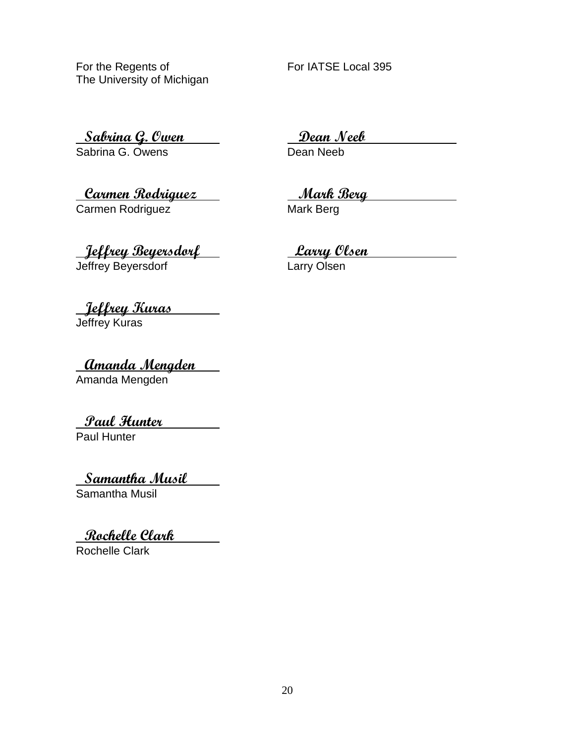For the Regents of
The University of Michigan

*Sabrina G. Owen*
Sabrina G. Owens

*Carmen Rodriguez*
Carmen Rodriguez

*Jeffrey Beyersdorf*
Jeffrey Beyersdorf

*Jeffrey Kuras*
Jeffrey Kuras

*Amanda Mengden*
Amanda Mengden

*Paul Hunter*
Paul Hunter

*Samantha Musil*
Samantha Musil

*Rochelle Clark*
Rochelle Clark

For IATSE Local 395

*Dean Neeb*
Dean Neeb

*Mark Berg*
Mark Berg

*Larry Olsen*
Larry Olsen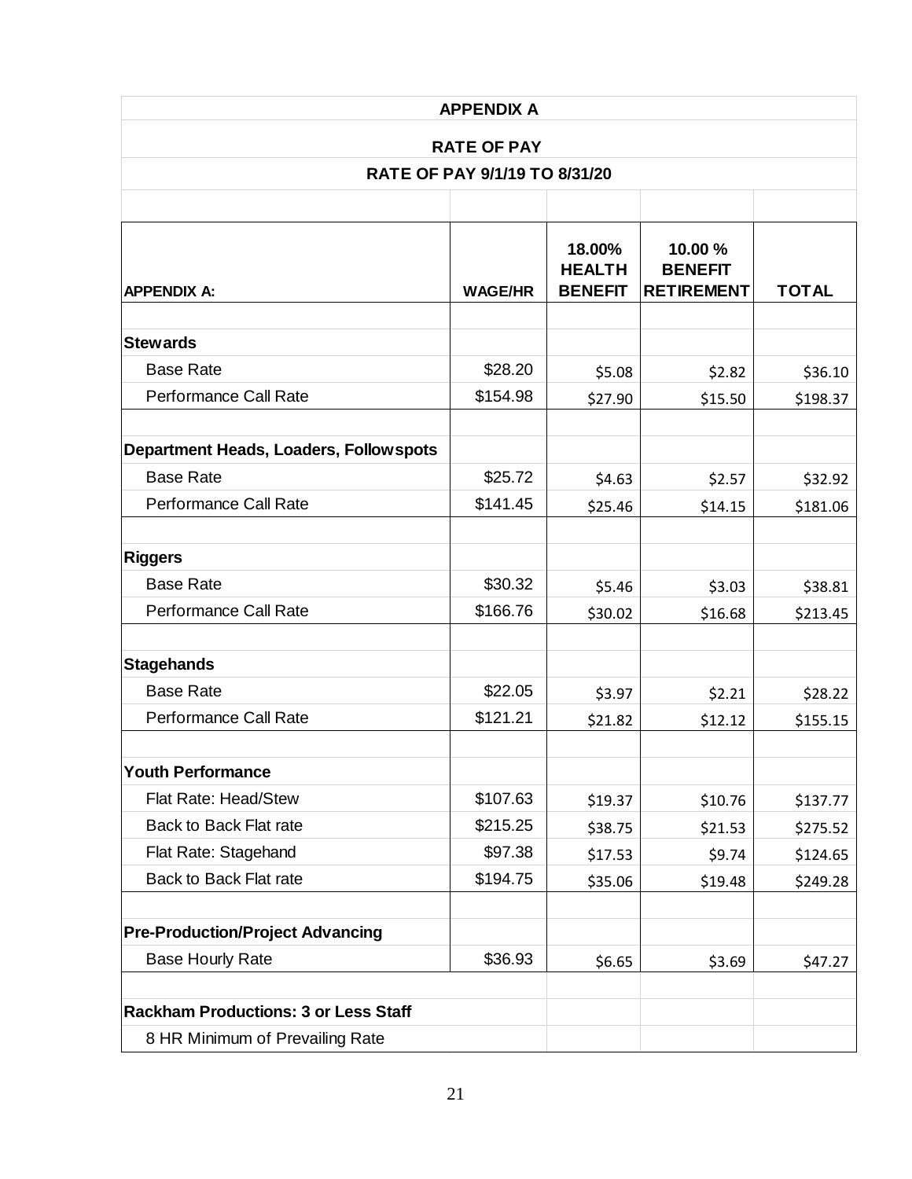## APPENDIX A

### RATE OF PAY

### RATE OF PAY 9/1/19 TO 8/31/20

| APPENDIX A: | WAGE/HR | 18.00% HEALTH BENEFIT | 10.00 % BENEFIT RETIREMENT | TOTAL |
|---|---|---|---|---|
| **Stewards** | | | | |
| Base Rate | $28.20 | $5.08 | $2.82 | $36.10 |
| Performance Call Rate | $154.98 | $27.90 | $15.50 | $198.37 |
| **Department Heads, Loaders, Followspots** | | | | |
| Base Rate | $25.72 | $4.63 | $2.57 | $32.92 |
| Performance Call Rate | $141.45 | $25.46 | $14.15 | $181.06 |
| **Riggers** | | | | |
| Base Rate | $30.32 | $5.46 | $3.03 | $38.81 |
| Performance Call Rate | $166.76 | $30.02 | $16.68 | $213.45 |
| **Stagehands** | | | | |
| Base Rate | $22.05 | $3.97 | $2.21 | $28.22 |
| Performance Call Rate | $121.21 | $21.82 | $12.12 | $155.15 |
| **Youth Performance** | | | | |
| Flat Rate: Head/Stew | $107.63 | $19.37 | $10.76 | $137.77 |
| Back to Back Flat rate | $215.25 | $38.75 | $21.53 | $275.52 |
| Flat Rate: Stagehand | $97.38 | $17.53 | $9.74 | $124.65 |
| Back to Back Flat rate | $194.75 | $35.06 | $19.48 | $249.28 |
| **Pre-Production/Project Advancing** | | | | |
| Base Hourly Rate | $36.93 | $6.65 | $3.69 | $47.27 |
| **Rackham Productions: 3 or Less Staff** | | | | |
| 8 HR Minimum of Prevailing Rate | | | | |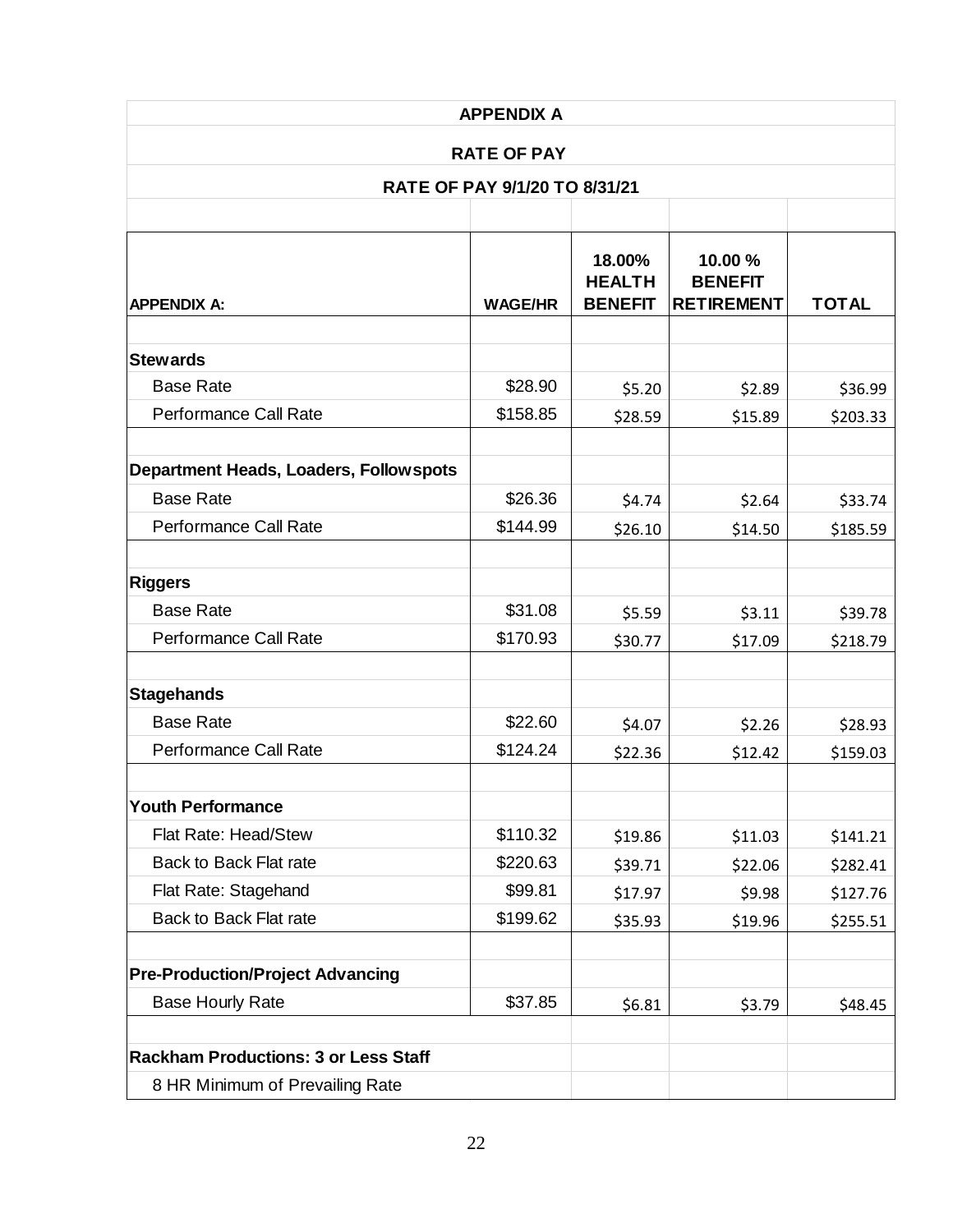## APPENDIX A

## RATE OF PAY

## RATE OF PAY 9/1/20 TO 8/31/21

| APPENDIX A: | WAGE/HR | 18.00% HEALTH BENEFIT | 10.00 % BENEFIT RETIREMENT | TOTAL |
|---|---|---|---|---|
| **Stewards** | | | | |
| Base Rate | $28.90 | $5.20 | $2.89 | $36.99 |
| Performance Call Rate | $158.85 | $28.59 | $15.89 | $203.33 |
| **Department Heads, Loaders, Followspots** | | | | |
| Base Rate | $26.36 | $4.74 | $2.64 | $33.74 |
| Performance Call Rate | $144.99 | $26.10 | $14.50 | $185.59 |
| **Riggers** | | | | |
| Base Rate | $31.08 | $5.59 | $3.11 | $39.78 |
| Performance Call Rate | $170.93 | $30.77 | $17.09 | $218.79 |
| **Stagehands** | | | | |
| Base Rate | $22.60 | $4.07 | $2.26 | $28.93 |
| Performance Call Rate | $124.24 | $22.36 | $12.42 | $159.03 |
| **Youth Performance** | | | | |
| Flat Rate: Head/Stew | $110.32 | $19.86 | $11.03 | $141.21 |
| Back to Back Flat rate | $220.63 | $39.71 | $22.06 | $282.41 |
| Flat Rate: Stagehand | $99.81 | $17.97 | $9.98 | $127.76 |
| Back to Back Flat rate | $199.62 | $35.93 | $19.96 | $255.51 |
| **Pre-Production/Project Advancing** | | | | |
| Base Hourly Rate | $37.85 | $6.81 | $3.79 | $48.45 |
| **Rackham Productions: 3 or Less Staff** | | | | |
| 8 HR Minimum of Prevailing Rate | | | | |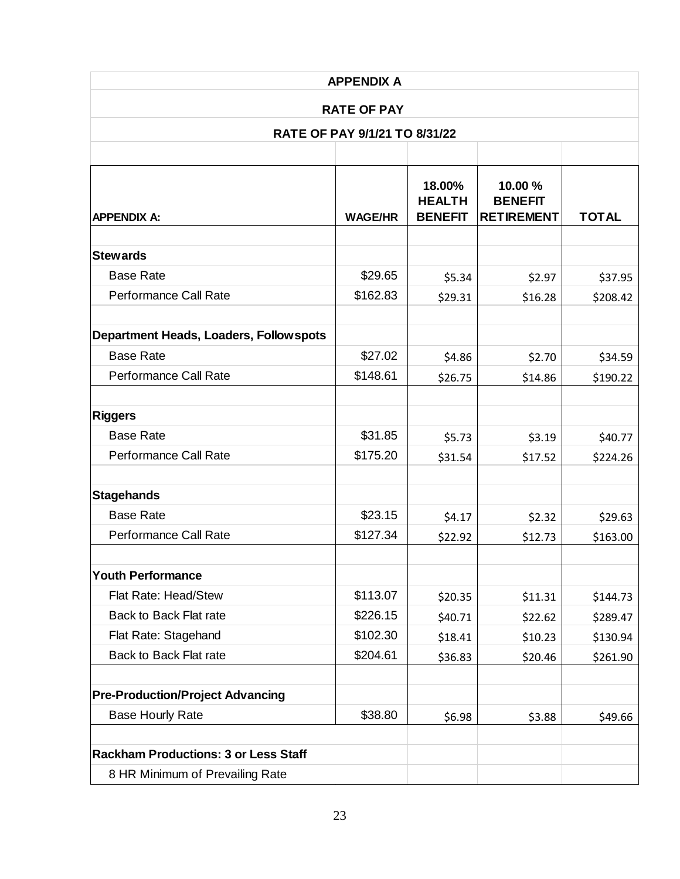# APPENDIX A

## RATE OF PAY

### RATE OF PAY 9/1/21 TO 8/31/22

| APPENDIX A: | WAGE/HR | 18.00% HEALTH BENEFIT | 10.00 % BENEFIT RETIREMENT | TOTAL |
|---|---|---|---|---|
| **Stewards** | | | | |
| Base Rate | $29.65 | $5.34 | $2.97 | $37.95 |
| Performance Call Rate | $162.83 | $29.31 | $16.28 | $208.42 |
| **Department Heads, Loaders, Followspots** | | | | |
| Base Rate | $27.02 | $4.86 | $2.70 | $34.59 |
| Performance Call Rate | $148.61 | $26.75 | $14.86 | $190.22 |
| **Riggers** | | | | |
| Base Rate | $31.85 | $5.73 | $3.19 | $40.77 |
| Performance Call Rate | $175.20 | $31.54 | $17.52 | $224.26 |
| **Stagehands** | | | | |
| Base Rate | $23.15 | $4.17 | $2.32 | $29.63 |
| Performance Call Rate | $127.34 | $22.92 | $12.73 | $163.00 |
| **Youth Performance** | | | | |
| Flat Rate: Head/Stew | $113.07 | $20.35 | $11.31 | $144.73 |
| Back to Back Flat rate | $226.15 | $40.71 | $22.62 | $289.47 |
| Flat Rate: Stagehand | $102.30 | $18.41 | $10.23 | $130.94 |
| Back to Back Flat rate | $204.61 | $36.83 | $20.46 | $261.90 |
| **Pre-Production/Project Advancing** | | | | |
| Base Hourly Rate | $38.80 | $6.98 | $3.88 | $49.66 |
| **Rackham Productions: 3 or Less Staff** | | | | |
| 8 HR Minimum of Prevailing Rate | | | | |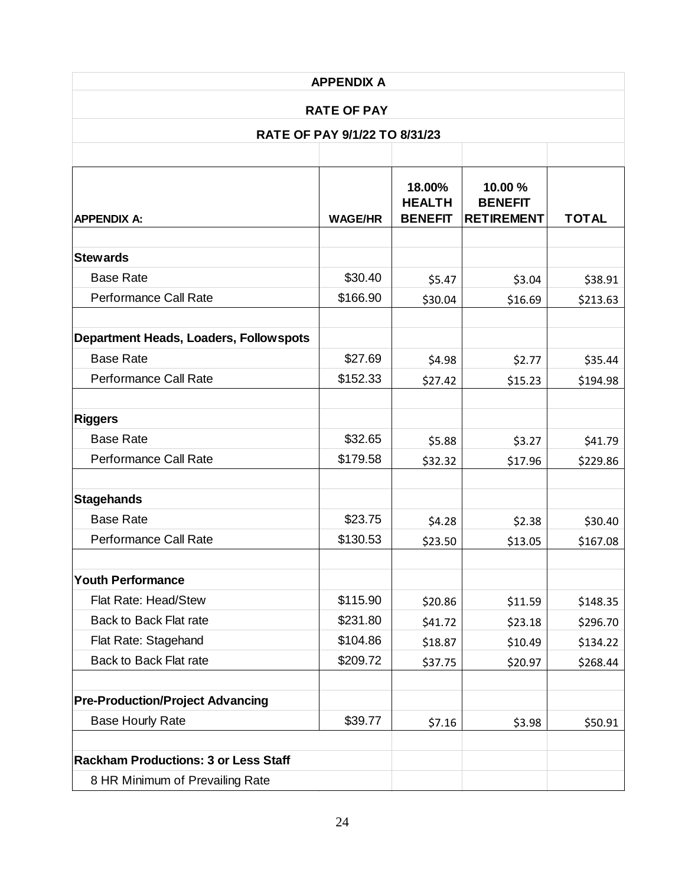## APPENDIX A

## RATE OF PAY

## RATE OF PAY 9/1/22 TO 8/31/23

| APPENDIX A: | WAGE/HR | 18.00% HEALTH BENEFIT | 10.00 % BENEFIT RETIREMENT | TOTAL |
|---|---|---|---|---|
| **Stewards** | | | | |
| Base Rate | $30.40 | $5.47 | $3.04 | $38.91 |
| Performance Call Rate | $166.90 | $30.04 | $16.69 | $213.63 |
| **Department Heads, Loaders, Followspots** | | | | |
| Base Rate | $27.69 | $4.98 | $2.77 | $35.44 |
| Performance Call Rate | $152.33 | $27.42 | $15.23 | $194.98 |
| **Riggers** | | | | |
| Base Rate | $32.65 | $5.88 | $3.27 | $41.79 |
| Performance Call Rate | $179.58 | $32.32 | $17.96 | $229.86 |
| **Stagehands** | | | | |
| Base Rate | $23.75 | $4.28 | $2.38 | $30.40 |
| Performance Call Rate | $130.53 | $23.50 | $13.05 | $167.08 |
| **Youth Performance** | | | | |
| Flat Rate: Head/Stew | $115.90 | $20.86 | $11.59 | $148.35 |
| Back to Back Flat rate | $231.80 | $41.72 | $23.18 | $296.70 |
| Flat Rate: Stagehand | $104.86 | $18.87 | $10.49 | $134.22 |
| Back to Back Flat rate | $209.72 | $37.75 | $20.97 | $268.44 |
| **Pre-Production/Project Advancing** | | | | |
| Base Hourly Rate | $39.77 | $7.16 | $3.98 | $50.91 |
| **Rackham Productions: 3 or Less Staff** | | | | |
| 8 HR Minimum of Prevailing Rate | | | | |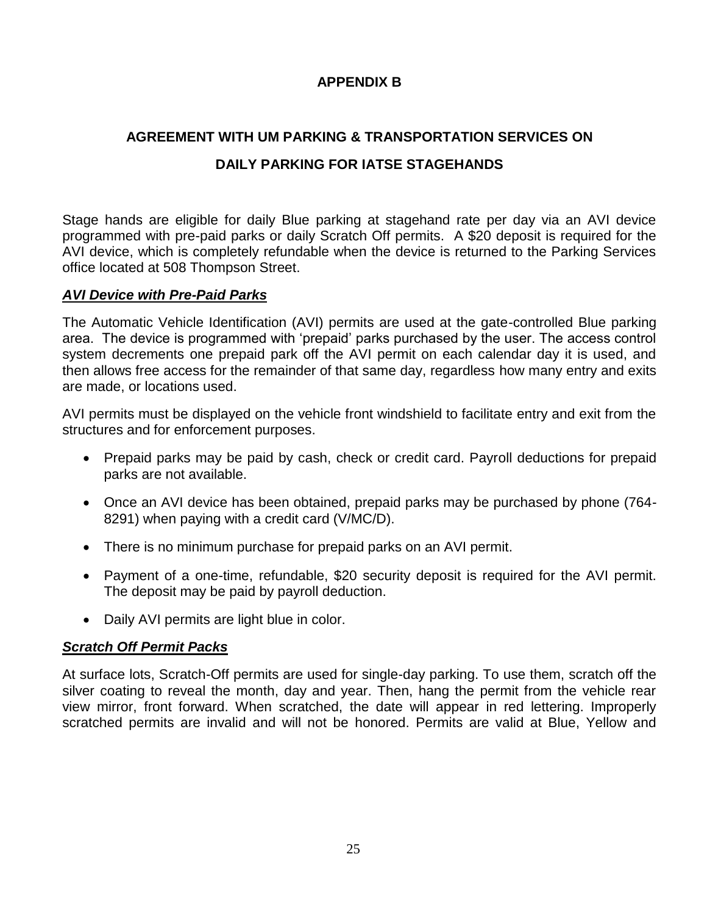## APPENDIX B

## AGREEMENT WITH UM PARKING & TRANSPORTATION SERVICES ON DAILY PARKING FOR IATSE STAGEHANDS

Stage hands are eligible for daily Blue parking at stagehand rate per day via an AVI device programmed with pre-paid parks or daily Scratch Off permits. A $20 deposit is required for the AVI device, which is completely refundable when the device is returned to the Parking Services office located at 508 Thompson Street.

### ***AVI Device with Pre-Paid Parks***

The Automatic Vehicle Identification (AVI) permits are used at the gate-controlled Blue parking area. The device is programmed with 'prepaid' parks purchased by the user. The access control system decrements one prepaid park off the AVI permit on each calendar day it is used, and then allows free access for the remainder of that same day, regardless how many entry and exits are made, or locations used.

AVI permits must be displayed on the vehicle front windshield to facilitate entry and exit from the structures and for enforcement purposes.

- Prepaid parks may be paid by cash, check or credit card. Payroll deductions for prepaid parks are not available.
- Once an AVI device has been obtained, prepaid parks may be purchased by phone (764-8291) when paying with a credit card (V/MC/D).
- There is no minimum purchase for prepaid parks on an AVI permit.
- Payment of a one-time, refundable, $20 security deposit is required for the AVI permit. The deposit may be paid by payroll deduction.
- Daily AVI permits are light blue in color.

### ***Scratch Off Permit Packs***

At surface lots, Scratch-Off permits are used for single-day parking. To use them, scratch off the silver coating to reveal the month, day and year. Then, hang the permit from the vehicle rear view mirror, front forward. When scratched, the date will appear in red lettering. Improperly scratched permits are invalid and will not be honored. Permits are valid at Blue, Yellow and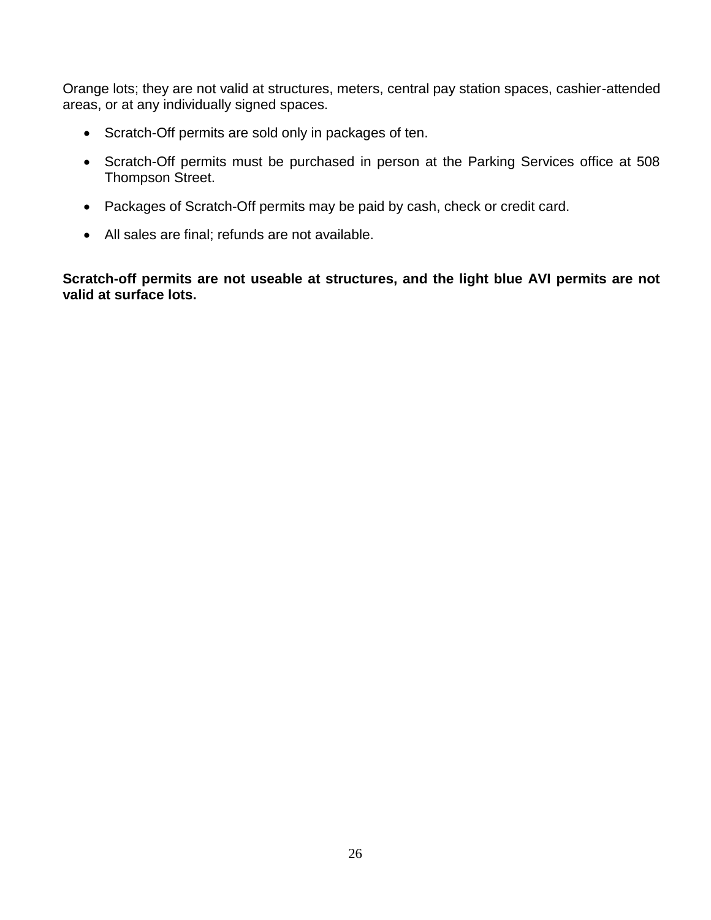Orange lots; they are not valid at structures, meters, central pay station spaces, cashier-attended areas, or at any individually signed spaces.

- Scratch-Off permits are sold only in packages of ten.
- Scratch-Off permits must be purchased in person at the Parking Services office at 508 Thompson Street.
- Packages of Scratch-Off permits may be paid by cash, check or credit card.
- All sales are final; refunds are not available.

**Scratch-off permits are not useable at structures, and the light blue AVI permits are not valid at surface lots.**